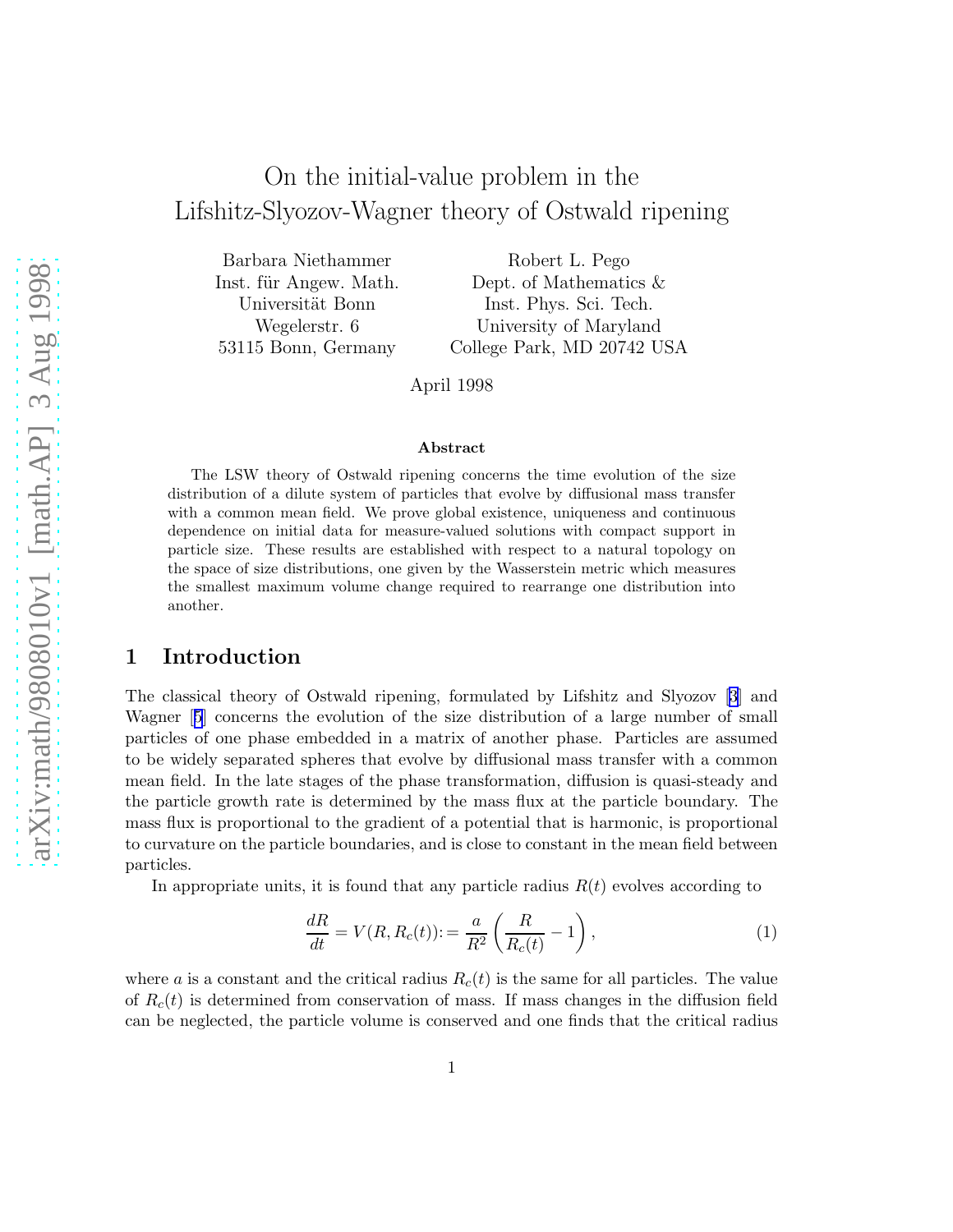# On the initial-value problem in the Lifshitz-Slyozov-Wagner theory of Ostwald ripening

Barbara Niethammer
Inst. für Angew. Math.
Universität Bonn
Wegelerstr. 6
53115 Bonn, Germany

Robert L. Pego
Dept. of Mathematics &
Inst. Phys. Sci. Tech.
University of Maryland
College Park, MD 20742 USA

April 1998

### Abstract

The LSW theory of Ostwald ripening concerns the time evolution of the size distribution of a dilute system of particles that evolve by diffusional mass transfer with a common mean field. We prove global existence, uniqueness and continuous dependence on initial data for measure-valued solutions with compact support in particle size. These results are established with respect to a natural topology on the space of size distributions, one given by the Wasserstein metric which measures the smallest maximum volume change required to rearrange one distribution into another.

## 1 Introduction

The classical theory of Ostwald ripening, formulated by Lifshitz and Slyozov [3] and Wagner [5] concerns the evolution of the size distribution of a large number of small particles of one phase embedded in a matrix of another phase. Particles are assumed to be widely separated spheres that evolve by diffusional mass transfer with a common mean field. In the late stages of the phase transformation, diffusion is quasi-steady and the particle growth rate is determined by the mass flux at the particle boundary. The mass flux is proportional to the gradient of a potential that is harmonic, is proportional to curvature on the particle boundaries, and is close to constant in the mean field between particles.

In appropriate units, it is found that any particle radius $R(t)$ evolves according to

$$\frac{dR}{dt} = V(R, R_c(t)) := \frac{a}{R^2}\left(\frac{R}{R_c(t)} - 1\right), \tag{1}$$

where $a$ is a constant and the critical radius $R_c(t)$ is the same for all particles. The value of $R_c(t)$ is determined from conservation of mass. If mass changes in the diffusion field can be neglected, the particle volume is conserved and one finds that the critical radius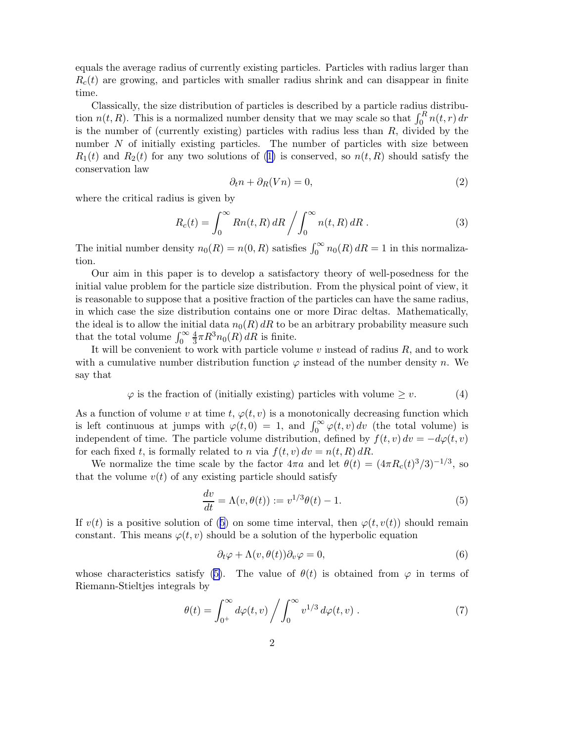equals the average radius of currently existing particles. Particles with radius larger than $R_c(t)$ are growing, and particles with smaller radius shrink and can disappear in finite time.

Classically, the size distribution of particles is described by a particle radius distribution $n(t, R)$. This is a normalized number density that we may scale so that $\int_0^R n(t, r)\, dr$ is the number of (currently existing) particles with radius less than $R$, divided by the number $N$ of initially existing particles. The number of particles with size between $R_1(t)$ and $R_2(t)$ for any two solutions of (1) is conserved, so $n(t, R)$ should satisfy the conservation law

$$\partial_t n + \partial_R (V n) = 0, \tag{2}$$

where the critical radius is given by

$$R_c(t) = \int_0^\infty R n(t, R)\, dR \bigg/ \int_0^\infty n(t, R)\, dR\ . \tag{3}$$

The initial number density $n_0(R) = n(0, R)$ satisfies $\int_0^\infty n_0(R)\, dR = 1$ in this normalization.

Our aim in this paper is to develop a satisfactory theory of well-posedness for the initial value problem for the particle size distribution. From the physical point of view, it is reasonable to suppose that a positive fraction of the particles can have the same radius, in which case the size distribution contains one or more Dirac deltas. Mathematically, the ideal is to allow the initial data $n_0(R)\, dR$ to be an arbitrary probability measure such that the total volume $\int_0^\infty \frac{4}{3}\pi R^3 n_0(R)\, dR$ is finite.

It will be convenient to work with particle volume $v$ instead of radius $R$, and to work with a cumulative number distribution function $\varphi$ instead of the number density $n$. We say that

$$\varphi \text{ is the fraction of (initially existing) particles with volume} \geq v. \tag{4}$$

As a function of volume $v$ at time $t$, $\varphi(t, v)$ is a monotonically decreasing function which is left continuous at jumps with $\varphi(t, 0) = 1$, and $\int_0^\infty \varphi(t, v)\, dv$ (the total volume) is independent of time. The particle volume distribution, defined by $f(t, v)\, dv = -d\varphi(t, v)$ for each fixed $t$, is formally related to $n$ via $f(t, v)\, dv = n(t, R)\, dR$.

We normalize the time scale by the factor $4\pi a$ and let $\theta(t) = (4\pi R_c(t)^3/3)^{-1/3}$, so that the volume $v(t)$ of any existing particle should satisfy

$$\frac{dv}{dt} = \Lambda(v, \theta(t)) := v^{1/3}\theta(t) - 1. \tag{5}$$

If $v(t)$ is a positive solution of (5) on some time interval, then $\varphi(t, v(t))$ should remain constant. This means $\varphi(t, v)$ should be a solution of the hyperbolic equation

$$\partial_t \varphi + \Lambda(v, \theta(t))\partial_v \varphi = 0, \tag{6}$$

whose characteristics satisfy (5). The value of $\theta(t)$ is obtained from $\varphi$ in terms of Riemann-Stieltjes integrals by

$$\theta(t) = \int_{0^+}^\infty d\varphi(t, v) \bigg/ \int_0^\infty v^{1/3}\, d\varphi(t, v)\ . \tag{7}$$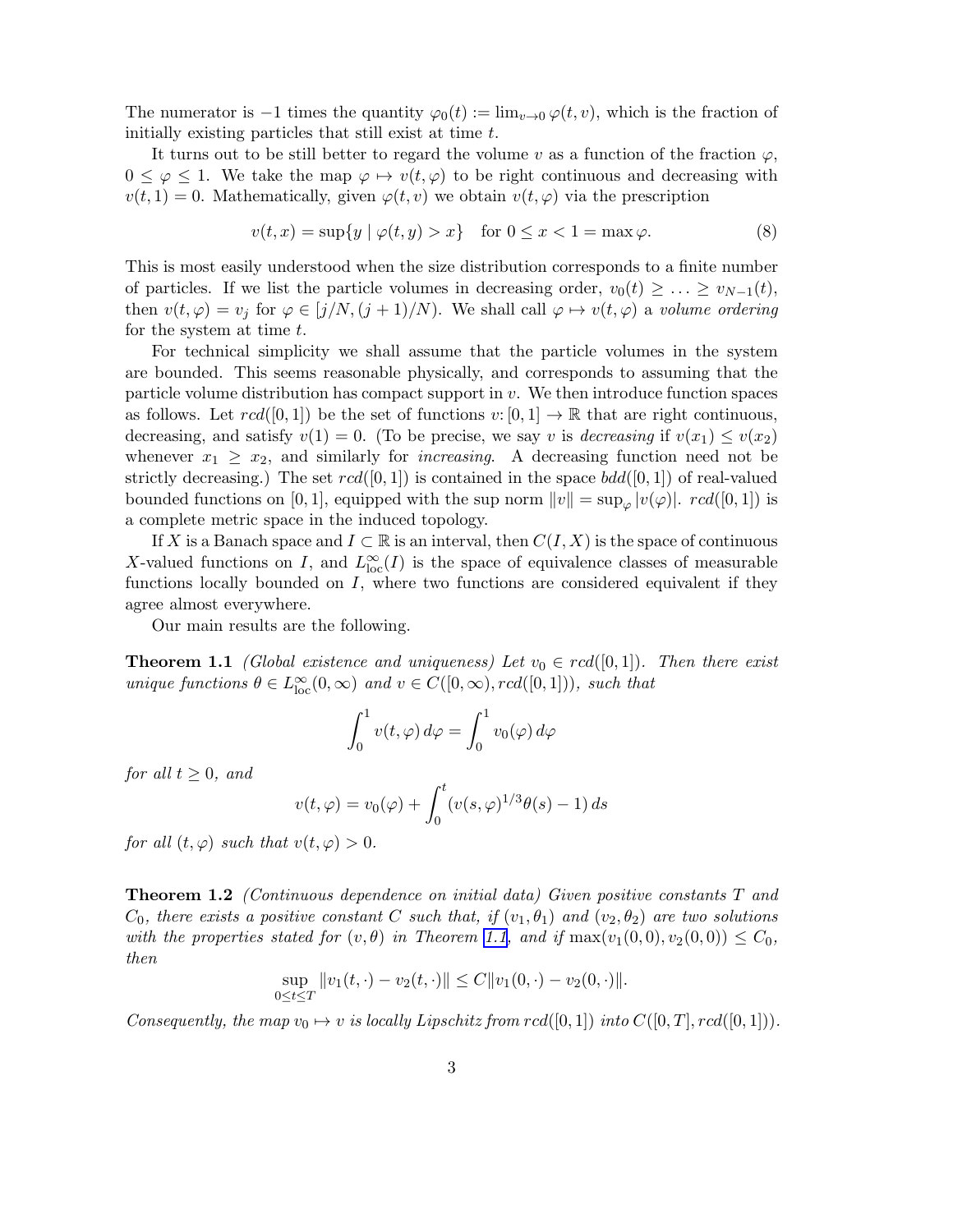The numerator is $-1$ times the quantity $\varphi_0(t) := \lim_{v\to 0} \varphi(t, v)$, which is the fraction of initially existing particles that still exist at time $t$.

It turns out to be still better to regard the volume $v$ as a function of the fraction $\varphi$, $0 \le \varphi \le 1$. We take the map $\varphi \mapsto v(t, \varphi)$ to be right continuous and decreasing with $v(t, 1) = 0$. Mathematically, given $\varphi(t, v)$ we obtain $v(t, \varphi)$ via the prescription

$$v(t, x) = \sup\{y \mid \varphi(t, y) > x\} \quad \text{for } 0 \le x < 1 = \max \varphi. \tag{8}$$

This is most easily understood when the size distribution corresponds to a finite number of particles. If we list the particle volumes in decreasing order, $v_0(t) \ge \ldots \ge v_{N-1}(t)$, then $v(t, \varphi) = v_j$ for $\varphi \in [j/N, (j+1)/N)$. We shall call $\varphi \mapsto v(t, \varphi)$ a *volume ordering* for the system at time $t$.

For technical simplicity we shall assume that the particle volumes in the system are bounded. This seems reasonable physically, and corresponds to assuming that the particle volume distribution has compact support in $v$. We then introduce function spaces as follows. Let $rcd([0, 1])$ be the set of functions $v \colon [0, 1] \to \mathbb{R}$ that are right continuous, decreasing, and satisfy $v(1) = 0$. (To be precise, we say $v$ is *decreasing* if $v(x_1) \le v(x_2)$ whenever $x_1 \ge x_2$, and similarly for *increasing*. A decreasing function need not be strictly decreasing.) The set $rcd([0, 1])$ is contained in the space $bdd([0, 1])$ of real-valued bounded functions on $[0, 1]$, equipped with the sup norm $\|v\| = \sup_\varphi |v(\varphi)|$. $rcd([0, 1])$ is a complete metric space in the induced topology.

If $X$ is a Banach space and $I \subset \mathbb{R}$ is an interval, then $C(I, X)$ is the space of continuous $X$-valued functions on $I$, and $L^\infty_{\text{loc}}(I)$ is the space of equivalence classes of measurable functions locally bounded on $I$, where two functions are considered equivalent if they agree almost everywhere.

Our main results are the following.

**Theorem 1.1** *(Global existence and uniqueness) Let $v_0 \in rcd([0, 1])$. Then there exist unique functions $\theta \in L^\infty_{\text{loc}}(0, \infty)$ and $v \in C([0, \infty), rcd([0, 1]))$, such that*

$$\int_0^1 v(t, \varphi)\, d\varphi = \int_0^1 v_0(\varphi)\, d\varphi$$

*for all $t \ge 0$, and*

$$v(t, \varphi) = v_0(\varphi) + \int_0^t (v(s, \varphi)^{1/3}\theta(s) - 1)\, ds$$

*for all $(t, \varphi)$ such that $v(t, \varphi) > 0$.*

**Theorem 1.2** *(Continuous dependence on initial data) Given positive constants $T$ and $C_0$, there exists a positive constant $C$ such that, if $(v_1, \theta_1)$ and $(v_2, \theta_2)$ are two solutions with the properties stated for $(v, \theta)$ in Theorem 1.1, and if $\max(v_1(0, 0), v_2(0, 0)) \le C_0$, then*

$$\sup_{0 \le t \le T} \|v_1(t, \cdot) - v_2(t, \cdot)\| \le C\|v_1(0, \cdot) - v_2(0, \cdot)\|.$$

*Consequently, the map $v_0 \mapsto v$ is locally Lipschitz from $rcd([0, 1])$ into $C([0, T], rcd([0, 1]))$.*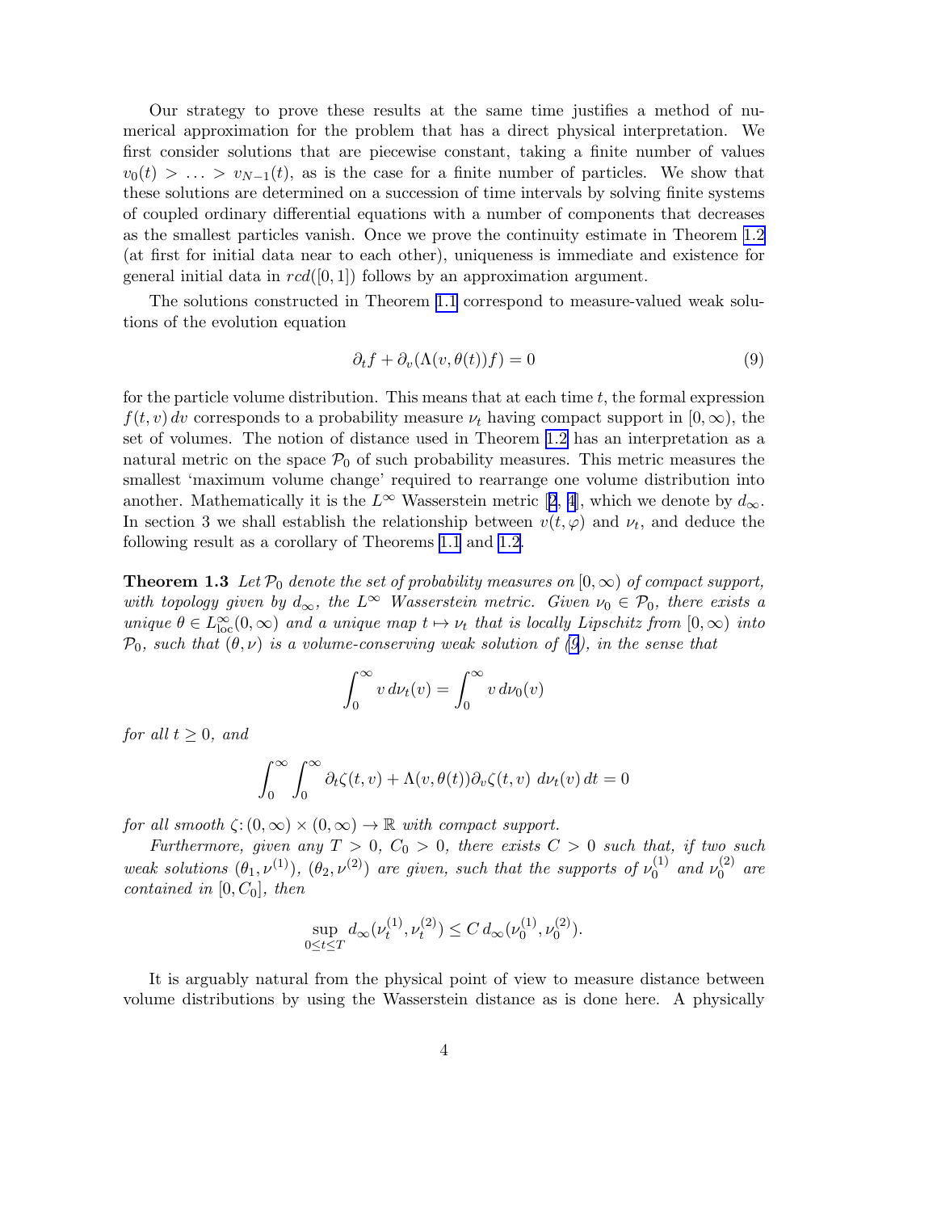Our strategy to prove these results at the same time justifies a method of numerical approximation for the problem that has a direct physical interpretation. We first consider solutions that are piecewise constant, taking a finite number of values $v_0(t) > \ldots > v_{N-1}(t)$, as is the case for a finite number of particles. We show that these solutions are determined on a succession of time intervals by solving finite systems of coupled ordinary differential equations with a number of components that decreases as the smallest particles vanish. Once we prove the continuity estimate in Theorem 1.2 (at first for initial data near to each other), uniqueness is immediate and existence for general initial data in $rcd([0,1])$ follows by an approximation argument.

The solutions constructed in Theorem 1.1 correspond to measure-valued weak solutions of the evolution equation

$$\partial_t f + \partial_v(\Lambda(v,\theta(t))f) = 0 \tag{9}$$

for the particle volume distribution. This means that at each time $t$, the formal expression $f(t,v)\,dv$ corresponds to a probability measure $\nu_t$ having compact support in $[0,\infty)$, the set of volumes. The notion of distance used in Theorem 1.2 has an interpretation as a natural metric on the space $\mathcal{P}_0$ of such probability measures. This metric measures the smallest 'maximum volume change' required to rearrange one volume distribution into another. Mathematically it is the $L^\infty$ Wasserstein metric [2, 4], which we denote by $d_\infty$. In section 3 we shall establish the relationship between $v(t,\varphi)$ and $\nu_t$, and deduce the following result as a corollary of Theorems 1.1 and 1.2.

**Theorem 1.3** *Let $\mathcal{P}_0$ denote the set of probability measures on $[0,\infty)$ of compact support, with topology given by $d_\infty$, the $L^\infty$ Wasserstein metric. Given $\nu_0 \in \mathcal{P}_0$, there exists a unique $\theta \in L^\infty_{\text{loc}}(0,\infty)$ and a unique map $t \mapsto \nu_t$ that is locally Lipschitz from $[0,\infty)$ into $\mathcal{P}_0$, such that $(\theta,\nu)$ is a volume-conserving weak solution of (9), in the sense that*

$$\int_0^\infty v\, d\nu_t(v) = \int_0^\infty v\, d\nu_0(v)$$

*for all $t \geq 0$, and*

$$\int_0^\infty \int_0^\infty \partial_t \zeta(t,v) + \Lambda(v,\theta(t))\partial_v \zeta(t,v)\; d\nu_t(v)\, dt = 0$$

*for all smooth $\zeta\colon (0,\infty)\times(0,\infty) \to \mathbb{R}$ with compact support.*

*Furthermore, given any $T > 0$, $C_0 > 0$, there exists $C > 0$ such that, if two such weak solutions $(\theta_1,\nu^{(1)})$, $(\theta_2,\nu^{(2)})$ are given, such that the supports of $\nu_0^{(1)}$ and $\nu_0^{(2)}$ are contained in $[0,C_0]$, then*

$$\sup_{0\leq t\leq T} d_\infty(\nu_t^{(1)},\nu_t^{(2)}) \leq C\, d_\infty(\nu_0^{(1)},\nu_0^{(2)}).$$

It is arguably natural from the physical point of view to measure distance between volume distributions by using the Wasserstein distance as is done here. A physically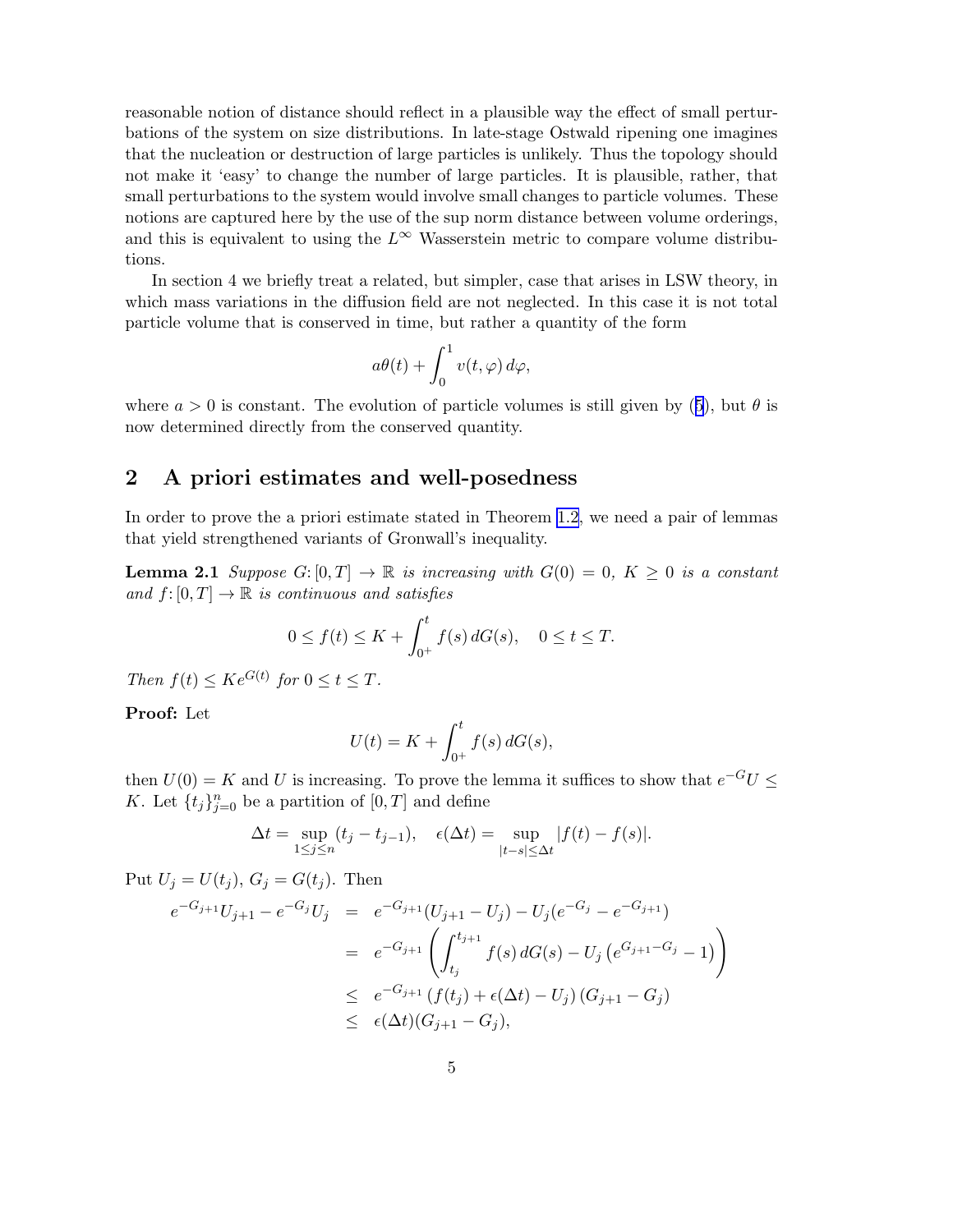reasonable notion of distance should reflect in a plausible way the effect of small perturbations of the system on size distributions. In late-stage Ostwald ripening one imagines that the nucleation or destruction of large particles is unlikely. Thus the topology should not make it 'easy' to change the number of large particles. It is plausible, rather, that small perturbations to the system would involve small changes to particle volumes. These notions are captured here by the use of the sup norm distance between volume orderings, and this is equivalent to using the $L^\infty$ Wasserstein metric to compare volume distributions.

In section 4 we briefly treat a related, but simpler, case that arises in LSW theory, in which mass variations in the diffusion field are not neglected. In this case it is not total particle volume that is conserved in time, but rather a quantity of the form

$$a\theta(t) + \int_0^1 v(t,\varphi)\,d\varphi,$$

where $a > 0$ is constant. The evolution of particle volumes is still given by (5), but $\theta$ is now determined directly from the conserved quantity.

## 2 A priori estimates and well-posedness

In order to prove the a priori estimate stated in Theorem 1.2, we need a pair of lemmas that yield strengthened variants of Gronwall's inequality.

**Lemma 2.1** *Suppose $G\colon [0,T] \to \mathbb{R}$ is increasing with $G(0) = 0$, $K \geq 0$ is a constant and $f\colon [0,T] \to \mathbb{R}$ is continuous and satisfies*

$$0 \leq f(t) \leq K + \int_{0^+}^t f(s)\,dG(s), \quad 0 \leq t \leq T.$$

*Then $f(t) \leq K e^{G(t)}$ for $0 \leq t \leq T$.*

**Proof:** Let

$$U(t) = K + \int_{0^+}^t f(s)\,dG(s),$$

then $U(0) = K$ and $U$ is increasing. To prove the lemma it suffices to show that $e^{-G}U \leq K$. Let $\{t_j\}_{j=0}^n$ be a partition of $[0,T]$ and define

$$\Delta t = \sup_{1 \leq j \leq n} (t_j - t_{j-1}), \quad \epsilon(\Delta t) = \sup_{|t-s| \leq \Delta t} |f(t) - f(s)|.$$

Put $U_j = U(t_j)$, $G_j = G(t_j)$. Then

$$\begin{aligned}
e^{-G_{j+1}}U_{j+1} - e^{-G_j}U_j &= e^{-G_{j+1}}(U_{j+1} - U_j) - U_j(e^{-G_j} - e^{-G_{j+1}}) \\
&= e^{-G_{j+1}} \left( \int_{t_j}^{t_{j+1}} f(s)\,dG(s) - U_j \left( e^{G_{j+1} - G_j} - 1 \right) \right) \\
&\leq e^{-G_{j+1}} \left( f(t_j) + \epsilon(\Delta t) - U_j \right) (G_{j+1} - G_j) \\
&\leq \epsilon(\Delta t)(G_{j+1} - G_j),
\end{aligned}$$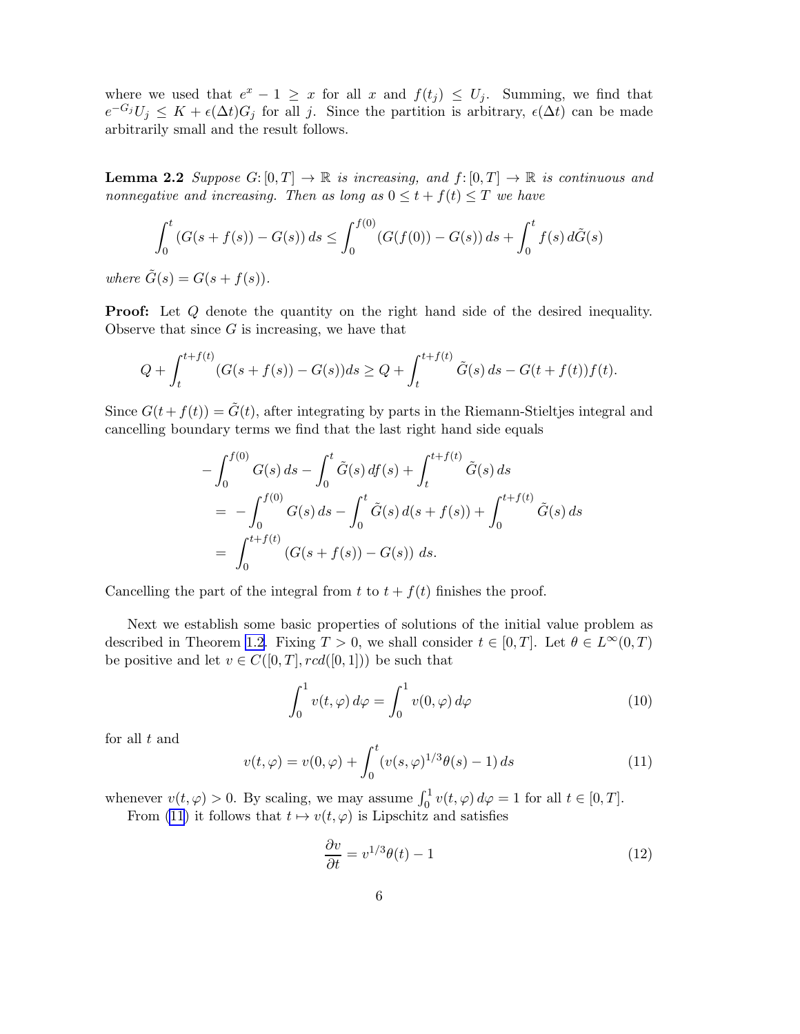where we used that $e^x - 1 \geq x$ for all $x$ and $f(t_j) \leq U_j$. Summing, we find that $e^{-G_j} U_j \leq K + \epsilon(\Delta t) G_j$ for all $j$. Since the partition is arbitrary, $\epsilon(\Delta t)$ can be made arbitrarily small and the result follows.

**Lemma 2.2** *Suppose $G\colon [0,T] \to \mathbb{R}$ is increasing, and $f\colon [0,T] \to \mathbb{R}$ is continuous and nonnegative and increasing. Then as long as $0 \leq t + f(t) \leq T$ we have*

$$\int_0^t (G(s+f(s)) - G(s))\, ds \leq \int_0^{f(0)} (G(f(0)) - G(s))\, ds + \int_0^t f(s)\, d\tilde{G}(s)$$

*where $\tilde{G}(s) = G(s + f(s))$.*

**Proof:** Let $Q$ denote the quantity on the right hand side of the desired inequality. Observe that since $G$ is increasing, we have that

$$Q + \int_t^{t+f(t)} (G(s+f(s)) - G(s)) ds \geq Q + \int_t^{t+f(t)} \tilde{G}(s)\, ds - G(t+f(t)) f(t).$$

Since $G(t + f(t)) = \tilde{G}(t)$, after integrating by parts in the Riemann-Stieltjes integral and cancelling boundary terms we find that the last right hand side equals

$$\begin{aligned}
&- \int_0^{f(0)} G(s)\, ds - \int_0^t \tilde{G}(s)\, df(s) + \int_t^{t+f(t)} \tilde{G}(s)\, ds \\
&= - \int_0^{f(0)} G(s)\, ds - \int_0^t \tilde{G}(s)\, d(s+f(s)) + \int_0^{t+f(t)} \tilde{G}(s)\, ds \\
&= \int_0^{t+f(t)} \left( G(s+f(s)) - G(s) \right)\, ds.
\end{aligned}$$

Cancelling the part of the integral from $t$ to $t + f(t)$ finishes the proof.

Next we establish some basic properties of solutions of the initial value problem as described in Theorem 1.2. Fixing $T > 0$, we shall consider $t \in [0,T]$. Let $\theta \in L^\infty(0,T)$ be positive and let $v \in C([0,T], rcd([0,1]))$ be such that

$$\int_0^1 v(t,\varphi)\, d\varphi = \int_0^1 v(0,\varphi)\, d\varphi \tag{10}$$

for all $t$ and

$$v(t,\varphi) = v(0,\varphi) + \int_0^t (v(s,\varphi)^{1/3} \theta(s) - 1)\, ds \tag{11}$$

whenever $v(t,\varphi) > 0$. By scaling, we may assume $\int_0^1 v(t,\varphi)\, d\varphi = 1$ for all $t \in [0,T]$.

From (11) it follows that $t \mapsto v(t,\varphi)$ is Lipschitz and satisfies

$$\frac{\partial v}{\partial t} = v^{1/3} \theta(t) - 1 \tag{12}$$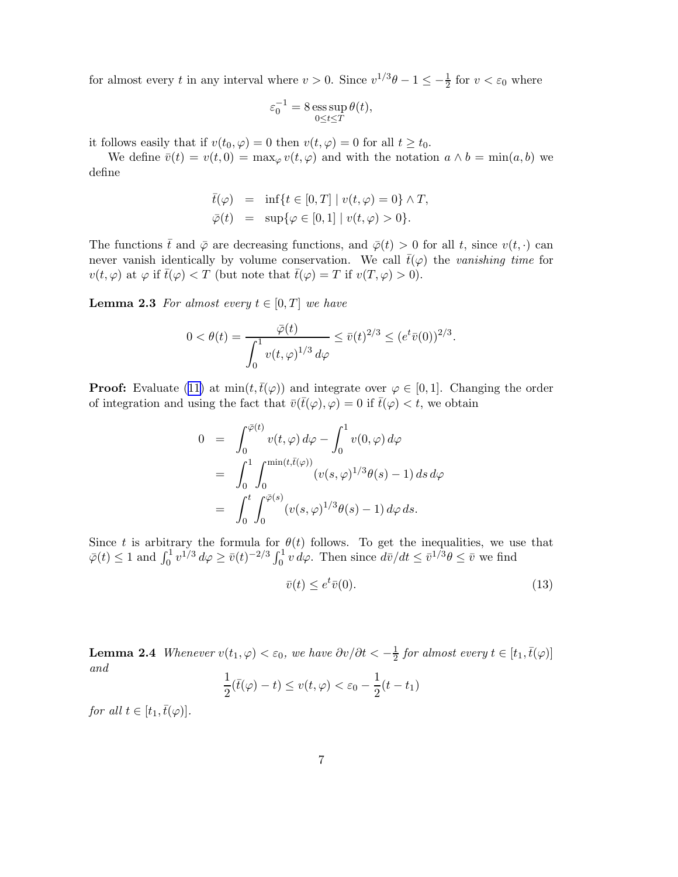for almost every $t$ in any interval where $v > 0$. Since $v^{1/3}\theta - 1 \le -\frac{1}{2}$ for $v < \varepsilon_0$ where

$$\varepsilon_0^{-1} = 8 \operatorname*{ess\,sup}_{0\le t\le T} \theta(t),$$

it follows easily that if $v(t_0,\varphi) = 0$ then $v(t,\varphi) = 0$ for all $t \ge t_0$.

We define $\bar{v}(t) = v(t,0) = \max_\varphi v(t,\varphi)$ and with the notation $a \wedge b = \min(a,b)$ we define

$$\begin{aligned}
\bar{t}(\varphi) &= \inf\{t \in [0,T] \mid v(t,\varphi) = 0\} \wedge T,\\
\bar{\varphi}(t) &= \sup\{\varphi \in [0,1] \mid v(t,\varphi) > 0\}.
\end{aligned}$$

The functions $\bar{t}$ and $\bar{\varphi}$ are decreasing functions, and $\bar{\varphi}(t) > 0$ for all $t$, since $v(t,\cdot)$ can never vanish identically by volume conservation. We call $\bar{t}(\varphi)$ the *vanishing time* for $v(t,\varphi)$ at $\varphi$ if $\bar{t}(\varphi) < T$ (but note that $\bar{t}(\varphi) = T$ if $v(T,\varphi) > 0$).

**Lemma 2.3** *For almost every $t \in [0,T]$ we have*

$$0 < \theta(t) = \frac{\bar{\varphi}(t)}{\displaystyle\int_0^1 v(t,\varphi)^{1/3}\,d\varphi} \le \bar{v}(t)^{2/3} \le (e^t \bar{v}(0))^{2/3}.$$

**Proof:** Evaluate (11) at $\min(t,\bar{t}(\varphi))$ and integrate over $\varphi \in [0,1]$. Changing the order of integration and using the fact that $\bar{v}(\bar{t}(\varphi),\varphi) = 0$ if $\bar{t}(\varphi) < t$, we obtain

$$\begin{aligned}
0 &= \int_0^{\bar{\varphi}(t)} v(t,\varphi)\,d\varphi - \int_0^1 v(0,\varphi)\,d\varphi\\
&= \int_0^1 \int_0^{\min(t,\bar{t}(\varphi))} (v(s,\varphi)^{1/3}\theta(s) - 1)\,ds\,d\varphi\\
&= \int_0^t \int_0^{\bar{\varphi}(s)} (v(s,\varphi)^{1/3}\theta(s) - 1)\,d\varphi\,ds.
\end{aligned}$$

Since $t$ is arbitrary the formula for $\theta(t)$ follows. To get the inequalities, we use that $\bar{\varphi}(t) \le 1$ and $\int_0^1 v^{1/3}\,d\varphi \ge \bar{v}(t)^{-2/3}\int_0^1 v\,d\varphi$. Then since $d\bar{v}/dt \le \bar{v}^{1/3}\theta \le \bar{v}$ we find

$$\bar{v}(t) \le e^t \bar{v}(0). \tag{13}$$

**Lemma 2.4** *Whenever $v(t_1,\varphi) < \varepsilon_0$, we have $\partial v/\partial t < -\frac{1}{2}$ for almost every $t \in [t_1,\bar{t}(\varphi)]$ and*

$$\frac{1}{2}(\bar{t}(\varphi) - t) \le v(t,\varphi) < \varepsilon_0 - \frac{1}{2}(t - t_1)$$

*for all $t \in [t_1,\bar{t}(\varphi)]$.*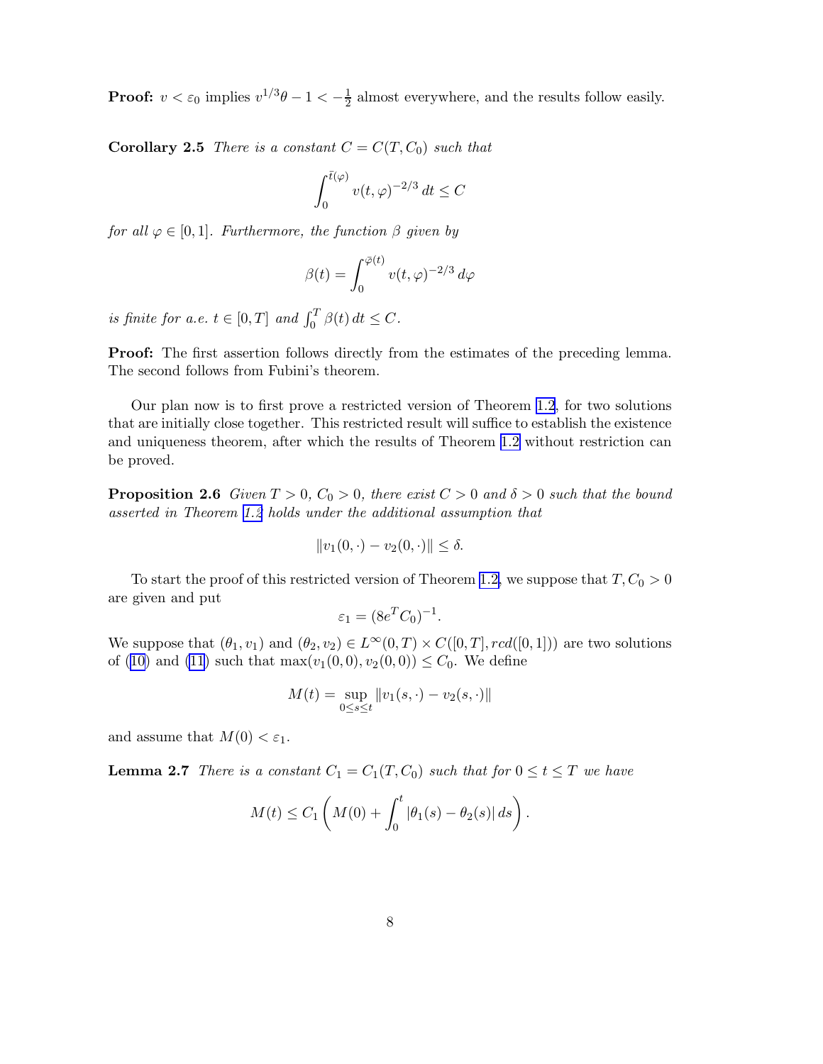**Proof:** $v < \varepsilon_0$ implies $v^{1/3}\theta - 1 < -\frac{1}{2}$ almost everywhere, and the results follow easily.

**Corollary 2.5** *There is a constant $C = C(T, C_0)$ such that*

$$\int_0^{\bar{t}(\varphi)} v(t,\varphi)^{-2/3}\, dt \leq C$$

*for all $\varphi \in [0,1]$. Furthermore, the function $\beta$ given by*

$$\beta(t) = \int_0^{\bar{\varphi}(t)} v(t,\varphi)^{-2/3}\, d\varphi$$

*is finite for a.e. $t \in [0,T]$ and $\int_0^T \beta(t)\, dt \leq C$.*

**Proof:** The first assertion follows directly from the estimates of the preceding lemma. The second follows from Fubini's theorem.

Our plan now is to first prove a restricted version of Theorem 1.2, for two solutions that are initially close together. This restricted result will suffice to establish the existence and uniqueness theorem, after which the results of Theorem 1.2 without restriction can be proved.

**Proposition 2.6** *Given $T > 0$, $C_0 > 0$, there exist $C > 0$ and $\delta > 0$ such that the bound asserted in Theorem 1.2 holds under the additional assumption that*

$$\|v_1(0,\cdot) - v_2(0,\cdot)\| \leq \delta.$$

To start the proof of this restricted version of Theorem 1.2, we suppose that $T, C_0 > 0$ are given and put

$$\varepsilon_1 = (8e^T C_0)^{-1}.$$

We suppose that $(\theta_1, v_1)$ and $(\theta_2, v_2) \in L^\infty(0,T) \times C([0,T], rcd([0,1]))$ are two solutions of (10) and (11) such that $\max(v_1(0,0), v_2(0,0)) \leq C_0$. We define

$$M(t) = \sup_{0 \leq s \leq t} \|v_1(s,\cdot) - v_2(s,\cdot)\|$$

and assume that $M(0) < \varepsilon_1$.

**Lemma 2.7** *There is a constant $C_1 = C_1(T, C_0)$ such that for $0 \leq t \leq T$ we have*

$$M(t) \leq C_1 \left( M(0) + \int_0^t |\theta_1(s) - \theta_2(s)|\, ds \right).$$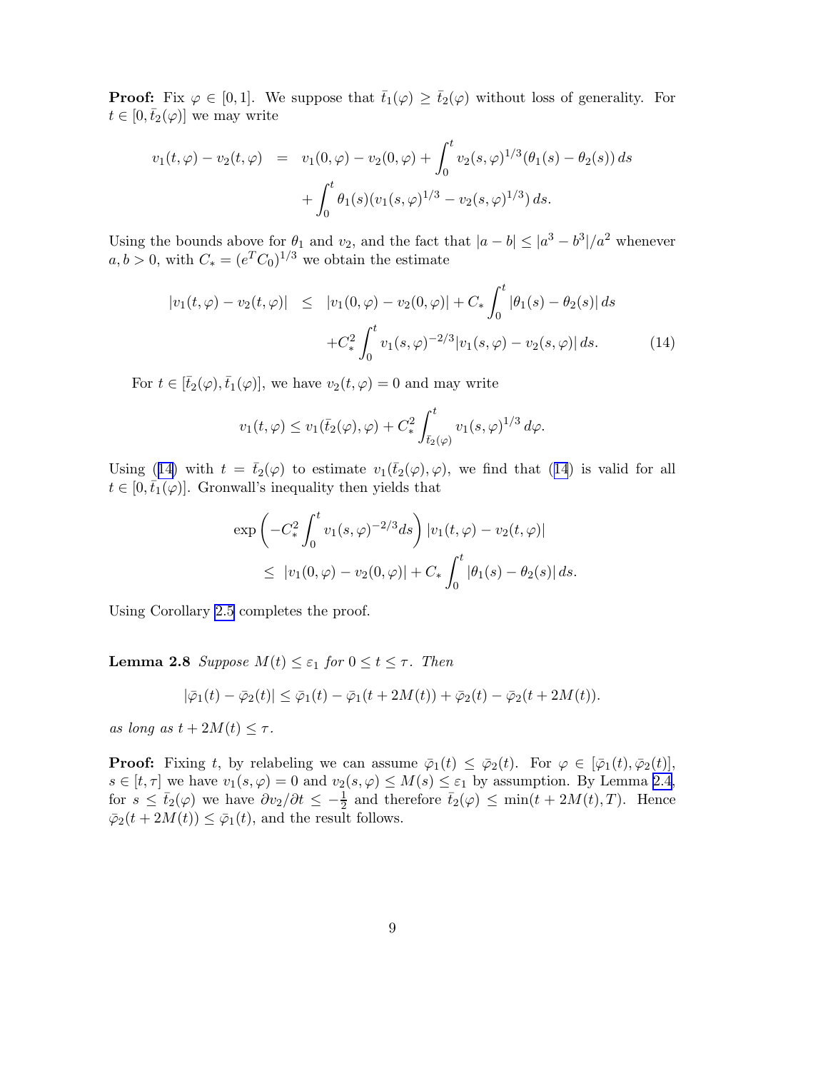**Proof:** Fix $\varphi \in [0,1]$. We suppose that $\bar{t}_1(\varphi) \geq \bar{t}_2(\varphi)$ without loss of generality. For $t \in [0, \bar{t}_2(\varphi)]$ we may write

$$
\begin{aligned}
v_1(t,\varphi) - v_2(t,\varphi) &= v_1(0,\varphi) - v_2(0,\varphi) + \int_0^t v_2(s,\varphi)^{1/3}(\theta_1(s) - \theta_2(s))\, ds \\
&\quad + \int_0^t \theta_1(s)(v_1(s,\varphi)^{1/3} - v_2(s,\varphi)^{1/3})\, ds.
\end{aligned}
$$

Using the bounds above for $\theta_1$ and $v_2$, and the fact that $|a-b| \leq |a^3 - b^3|/a^2$ whenever $a, b > 0$, with $C_* = (e^T C_0)^{1/3}$ we obtain the estimate

$$
\begin{aligned}
|v_1(t,\varphi) - v_2(t,\varphi)| &\leq |v_1(0,\varphi) - v_2(0,\varphi)| + C_* \int_0^t |\theta_1(s) - \theta_2(s)|\, ds \\
&\quad + C_*^2 \int_0^t v_1(s,\varphi)^{-2/3} |v_1(s,\varphi) - v_2(s,\varphi)|\, ds. \qquad (14)
\end{aligned}
$$

For $t \in [\bar{t}_2(\varphi), \bar{t}_1(\varphi)]$, we have $v_2(t,\varphi) = 0$ and may write

$$
v_1(t,\varphi) \leq v_1(\bar{t}_2(\varphi),\varphi) + C_*^2 \int_{\bar{t}_2(\varphi)}^t v_1(s,\varphi)^{1/3}\, d\varphi.
$$

Using (14) with $t = \bar{t}_2(\varphi)$ to estimate $v_1(\bar{t}_2(\varphi),\varphi)$, we find that (14) is valid for all $t \in [0, \bar{t}_1(\varphi)]$. Gronwall's inequality then yields that

$$
\begin{aligned}
&\exp\left(-C_*^2 \int_0^t v_1(s,\varphi)^{-2/3} ds\right) |v_1(t,\varphi) - v_2(t,\varphi)| \\
&\quad \leq |v_1(0,\varphi) - v_2(0,\varphi)| + C_* \int_0^t |\theta_1(s) - \theta_2(s)|\, ds.
\end{aligned}
$$

Using Corollary 2.5 completes the proof.

**Lemma 2.8** *Suppose $M(t) \leq \varepsilon_1$ for $0 \leq t \leq \tau$. Then*

$$
|\bar{\varphi}_1(t) - \bar{\varphi}_2(t)| \leq \bar{\varphi}_1(t) - \bar{\varphi}_1(t + 2M(t)) + \bar{\varphi}_2(t) - \bar{\varphi}_2(t + 2M(t)).
$$

*as long as $t + 2M(t) \leq \tau$.*

**Proof:** Fixing $t$, by relabeling we can assume $\bar{\varphi}_1(t) \leq \bar{\varphi}_2(t)$. For $\varphi \in [\bar{\varphi}_1(t), \bar{\varphi}_2(t)]$, $s \in [t, \tau]$ we have $v_1(s,\varphi) = 0$ and $v_2(s,\varphi) \leq M(s) \leq \varepsilon_1$ by assumption. By Lemma 2.4, for $s \leq \bar{t}_2(\varphi)$ we have $\partial v_2/\partial t \leq -\frac{1}{2}$ and therefore $\bar{t}_2(\varphi) \leq \min(t + 2M(t), T)$. Hence $\bar{\varphi}_2(t + 2M(t)) \leq \bar{\varphi}_1(t)$, and the result follows.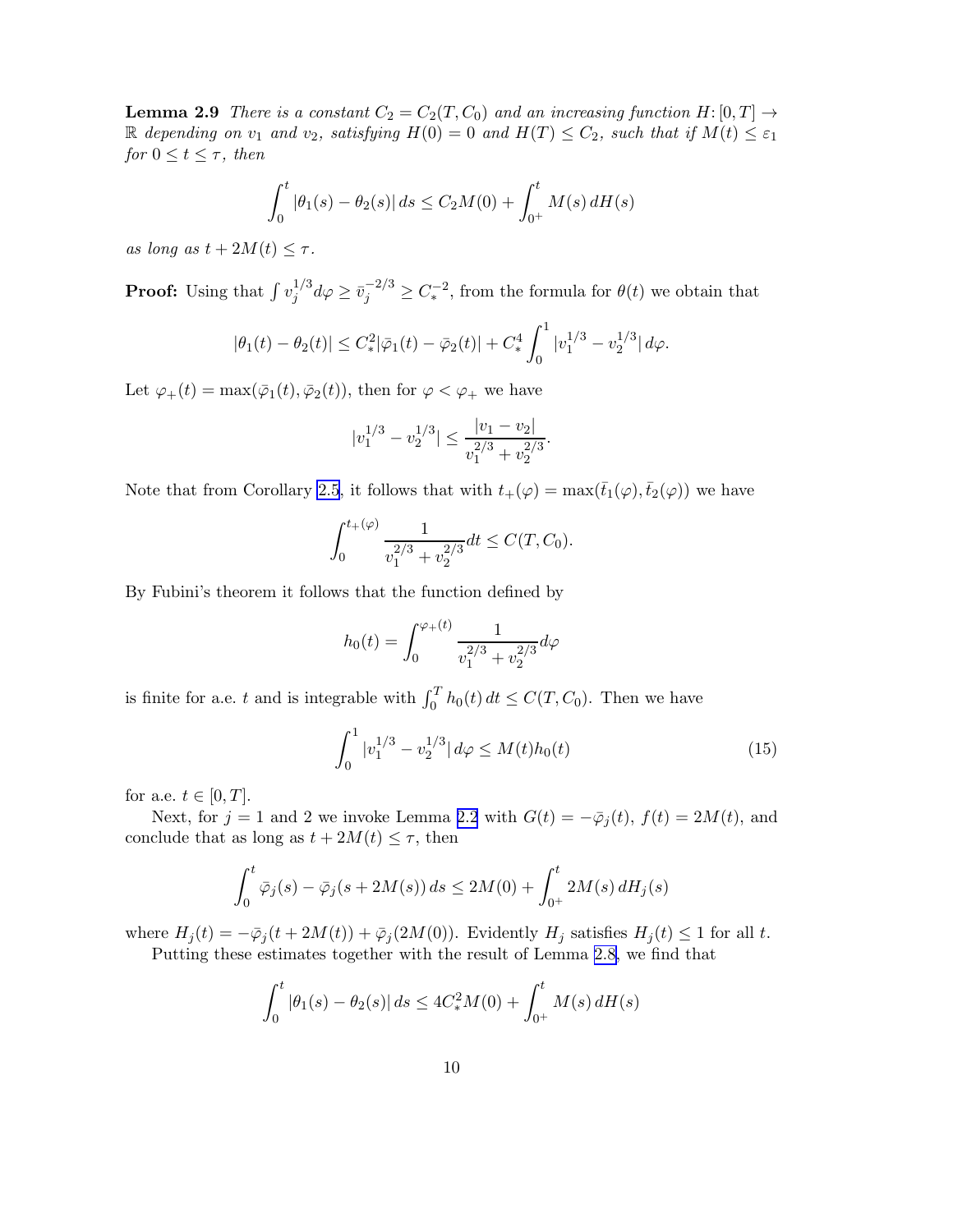**Lemma 2.9** *There is a constant $C_2 = C_2(T, C_0)$ and an increasing function $H\colon [0,T] \to \mathbb{R}$ depending on $v_1$ and $v_2$, satisfying $H(0) = 0$ and $H(T) \le C_2$, such that if $M(t) \le \varepsilon_1$ for $0 \le t \le \tau$, then*

$$\int_0^t |\theta_1(s) - \theta_2(s)|\, ds \le C_2 M(0) + \int_{0^+}^t M(s)\, dH(s)$$

*as long as $t + 2M(t) \le \tau$.*

**Proof:** Using that $\int v_j^{1/3} d\varphi \ge \bar{v}_j^{-2/3} \ge C_*^{-2}$, from the formula for $\theta(t)$ we obtain that

$$|\theta_1(t) - \theta_2(t)| \le C_*^2 |\bar{\varphi}_1(t) - \bar{\varphi}_2(t)| + C_*^4 \int_0^1 |v_1^{1/3} - v_2^{1/3}|\, d\varphi.$$

Let $\varphi_+(t) = \max(\bar{\varphi}_1(t), \bar{\varphi}_2(t))$, then for $\varphi < \varphi_+$ we have

$$|v_1^{1/3} - v_2^{1/3}| \le \frac{|v_1 - v_2|}{v_1^{2/3} + v_2^{2/3}}.$$

Note that from Corollary 2.5, it follows that with $t_+(\varphi) = \max(\bar{t}_1(\varphi), \bar{t}_2(\varphi))$ we have

$$\int_0^{t_+(\varphi)} \frac{1}{v_1^{2/3} + v_2^{2/3}} dt \le C(T, C_0).$$

By Fubini's theorem it follows that the function defined by

$$h_0(t) = \int_0^{\varphi_+(t)} \frac{1}{v_1^{2/3} + v_2^{2/3}} d\varphi$$

is finite for a.e. $t$ and is integrable with $\int_0^T h_0(t)\, dt \le C(T, C_0)$. Then we have

$$\int_0^1 |v_1^{1/3} - v_2^{1/3}|\, d\varphi \le M(t) h_0(t) \tag{15}$$

for a.e. $t \in [0, T]$.

Next, for $j = 1$ and 2 we invoke Lemma 2.2 with $G(t) = -\bar{\varphi}_j(t)$, $f(t) = 2M(t)$, and conclude that as long as $t + 2M(t) \le \tau$, then

$$\int_0^t \bar{\varphi}_j(s) - \bar{\varphi}_j(s + 2M(s))\, ds \le 2M(0) + \int_{0^+}^t 2M(s)\, dH_j(s)$$

where $H_j(t) = -\bar{\varphi}_j(t + 2M(t)) + \bar{\varphi}_j(2M(0))$. Evidently $H_j$ satisfies $H_j(t) \le 1$ for all $t$.

Putting these estimates together with the result of Lemma 2.8, we find that

$$\int_0^t |\theta_1(s) - \theta_2(s)|\, ds \le 4C_*^2 M(0) + \int_{0^+}^t M(s)\, dH(s)$$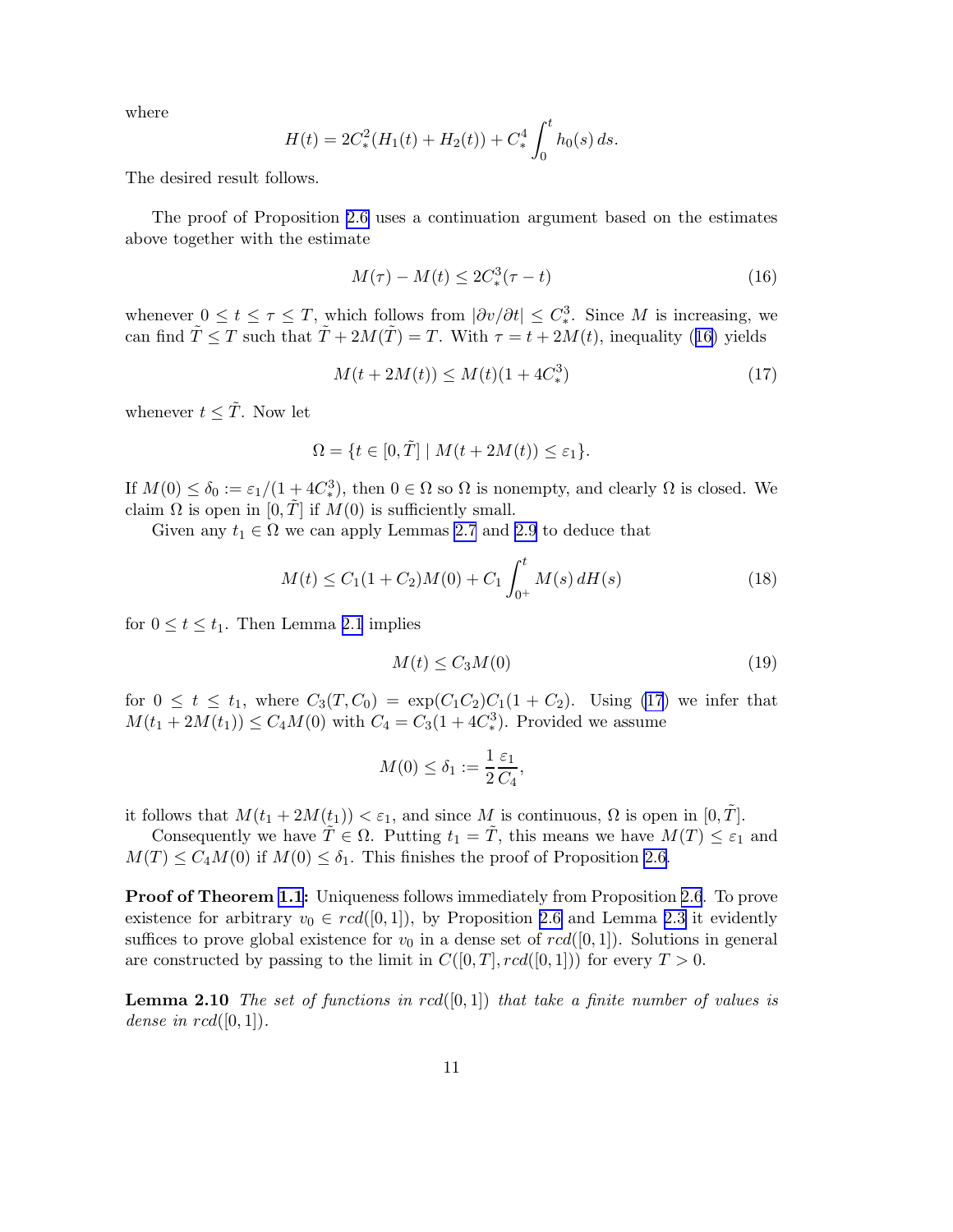where

$$H(t) = 2C_*^2(H_1(t) + H_2(t)) + C_*^4 \int_0^t h_0(s)\, ds.$$

The desired result follows.

The proof of Proposition 2.6 uses a continuation argument based on the estimates above together with the estimate

$$M(\tau) - M(t) \le 2C_*^3(\tau - t) \tag{16}$$

whenever $0 \le t \le \tau \le T$, which follows from $|\partial v/\partial t| \le C_*^3$. Since $M$ is increasing, we can find $\tilde{T} \le T$ such that $\tilde{T} + 2M(\tilde{T}) = T$. With $\tau = t + 2M(t)$, inequality (16) yields

$$M(t + 2M(t)) \le M(t)(1 + 4C_*^3) \tag{17}$$

whenever $t \le \tilde{T}$. Now let

$$\Omega = \{t \in [0, \tilde{T}] \mid M(t + 2M(t)) \le \varepsilon_1\}.$$

If $M(0) \le \delta_0 := \varepsilon_1/(1 + 4C_*^3)$, then $0 \in \Omega$ so $\Omega$ is nonempty, and clearly $\Omega$ is closed. We claim $\Omega$ is open in $[0, \tilde{T}]$ if $M(0)$ is sufficiently small.

Given any $t_1 \in \Omega$ we can apply Lemmas 2.7 and 2.9 to deduce that

$$M(t) \le C_1(1 + C_2)M(0) + C_1 \int_{0^+}^t M(s)\, dH(s) \tag{18}$$

for $0 \le t \le t_1$. Then Lemma 2.1 implies

$$M(t) \le C_3 M(0) \tag{19}$$

for $0 \le t \le t_1$, where $C_3(T, C_0) = \exp(C_1 C_2) C_1(1 + C_2)$. Using (17) we infer that $M(t_1 + 2M(t_1)) \le C_4 M(0)$ with $C_4 = C_3(1 + 4C_*^3)$. Provided we assume

$$M(0) \le \delta_1 := \frac{1}{2}\frac{\varepsilon_1}{C_4},$$

it follows that $M(t_1 + 2M(t_1)) < \varepsilon_1$, and since $M$ is continuous, $\Omega$ is open in $[0, \tilde{T}]$.

Consequently we have $\tilde{T} \in \Omega$. Putting $t_1 = \tilde{T}$, this means we have $M(T) \le \varepsilon_1$ and $M(T) \le C_4 M(0)$ if $M(0) \le \delta_1$. This finishes the proof of Proposition 2.6.

**Proof of Theorem 1.1:** Uniqueness follows immediately from Proposition 2.6. To prove existence for arbitrary $v_0 \in rcd([0, 1])$, by Proposition 2.6 and Lemma 2.3 it evidently suffices to prove global existence for $v_0$ in a dense set of $rcd([0, 1])$. Solutions in general are constructed by passing to the limit in $C([0, T], rcd([0, 1]))$ for every $T > 0$.

**Lemma 2.10** *The set of functions in $rcd([0, 1])$ that take a finite number of values is dense in $rcd([0, 1])$.*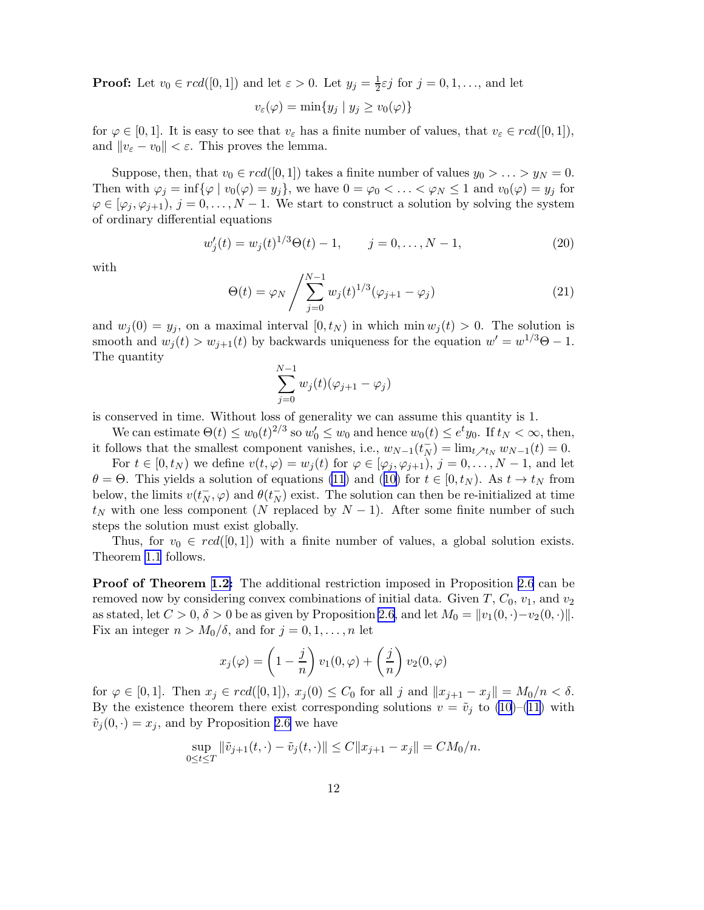**Proof:** Let $v_0 \in rcd([0,1])$ and let $\varepsilon > 0$. Let $y_j = \frac{1}{2}\varepsilon j$ for $j = 0, 1, \ldots$, and let

$$v_\varepsilon(\varphi) = \min\{y_j \mid y_j \geq v_0(\varphi)\}$$

for $\varphi \in [0,1]$. It is easy to see that $v_\varepsilon$ has a finite number of values, that $v_\varepsilon \in rcd([0,1])$, and $\|v_\varepsilon - v_0\| < \varepsilon$. This proves the lemma.

Suppose, then, that $v_0 \in rcd([0,1])$ takes a finite number of values $y_0 > \ldots > y_N = 0$. Then with $\varphi_j = \inf\{\varphi \mid v_0(\varphi) = y_j\}$, we have $0 = \varphi_0 < \ldots < \varphi_N \leq 1$ and $v_0(\varphi) = y_j$ for $\varphi \in [\varphi_j, \varphi_{j+1})$, $j = 0, \ldots, N-1$. We start to construct a solution by solving the system of ordinary differential equations

$$w_j'(t) = w_j(t)^{1/3}\Theta(t) - 1, \qquad j = 0, \ldots, N-1, \tag{20}$$

with

$$\Theta(t) = \varphi_N \Bigg/ \sum_{j=0}^{N-1} w_j(t)^{1/3}(\varphi_{j+1} - \varphi_j) \tag{21}$$

and $w_j(0) = y_j$, on a maximal interval $[0, t_N)$ in which $\min w_j(t) > 0$. The solution is smooth and $w_j(t) > w_{j+1}(t)$ by backwards uniqueness for the equation $w' = w^{1/3}\Theta - 1$. The quantity

$$\sum_{j=0}^{N-1} w_j(t)(\varphi_{j+1} - \varphi_j)$$

is conserved in time. Without loss of generality we can assume this quantity is 1.

We can estimate $\Theta(t) \leq w_0(t)^{2/3}$ so $w_0' \leq w_0$ and hence $w_0(t) \leq e^t y_0$. If $t_N < \infty$, then, it follows that the smallest component vanishes, i.e., $w_{N-1}(t_N^-) = \lim_{t \nearrow t_N} w_{N-1}(t) = 0$.

For $t \in [0, t_N)$ we define $v(t, \varphi) = w_j(t)$ for $\varphi \in [\varphi_j, \varphi_{j+1})$, $j = 0, \ldots, N-1$, and let $\theta = \Theta$. This yields a solution of equations (11) and (10) for $t \in [0, t_N)$. As $t \to t_N$ from below, the limits $v(t_N^-, \varphi)$ and $\theta(t_N^-)$ exist. The solution can then be re-initialized at time $t_N$ with one less component ($N$ replaced by $N-1$). After some finite number of such steps the solution must exist globally.

Thus, for $v_0 \in rcd([0,1])$ with a finite number of values, a global solution exists. Theorem 1.1 follows.

**Proof of Theorem 1.2:** The additional restriction imposed in Proposition 2.6 can be removed now by considering convex combinations of initial data. Given $T$, $C_0$, $v_1$, and $v_2$ as stated, let $C > 0$, $\delta > 0$ be as given by Proposition 2.6, and let $M_0 = \|v_1(0,\cdot) - v_2(0,\cdot)\|$. Fix an integer $n > M_0/\delta$, and for $j = 0, 1, \ldots, n$ let

$$x_j(\varphi) = \left(1 - \frac{j}{n}\right) v_1(0,\varphi) + \left(\frac{j}{n}\right) v_2(0,\varphi)$$

for $\varphi \in [0,1]$. Then $x_j \in rcd([0,1])$, $x_j(0) \leq C_0$ for all $j$ and $\|x_{j+1} - x_j\| = M_0/n < \delta$. By the existence theorem there exist corresponding solutions $v = \tilde{v}_j$ to (10)–(11) with $\tilde{v}_j(0,\cdot) = x_j$, and by Proposition 2.6 we have

$$\sup_{0 \leq t \leq T} \|\tilde{v}_{j+1}(t,\cdot) - \tilde{v}_j(t,\cdot)\| \leq C\|x_{j+1} - x_j\| = CM_0/n.$$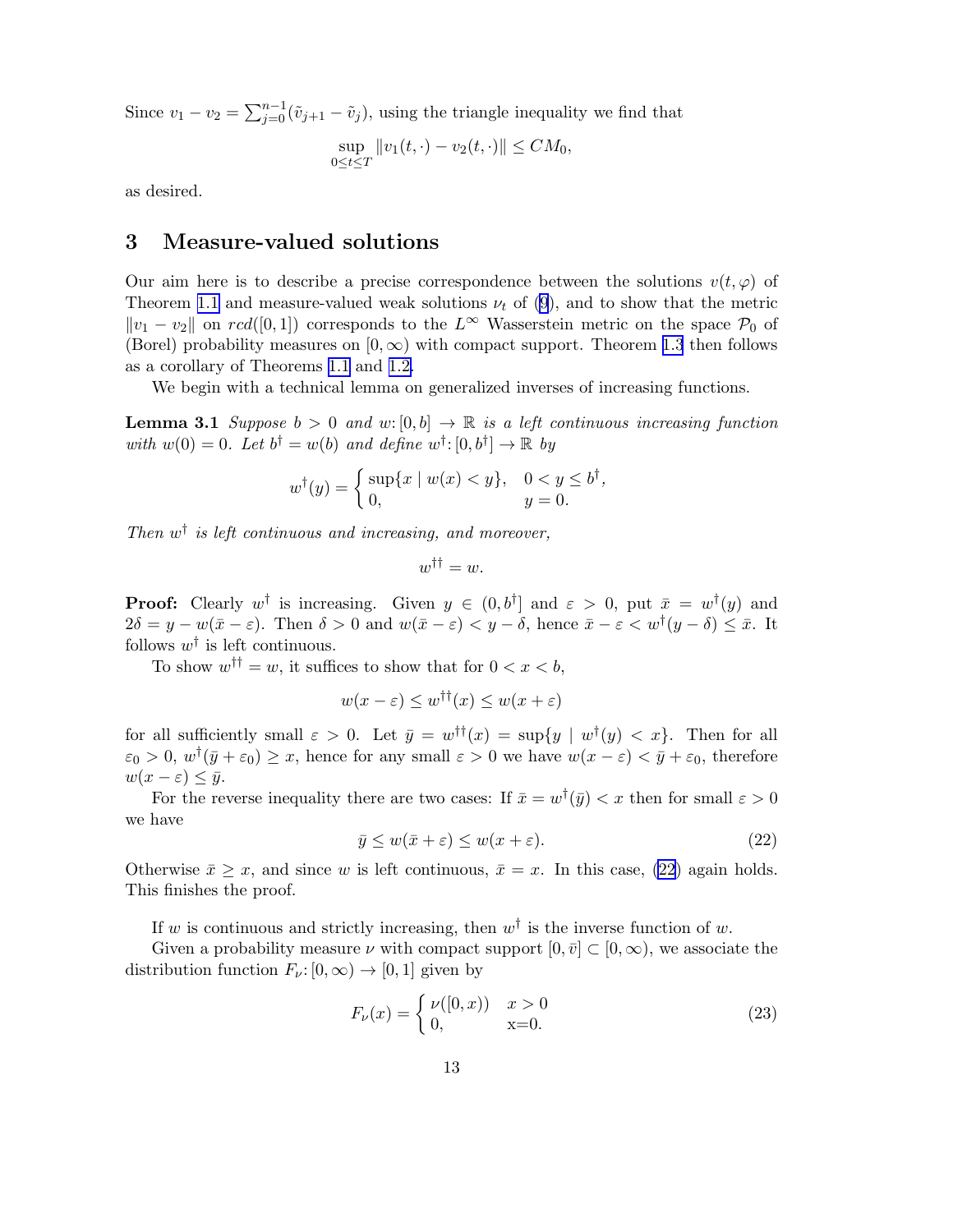Since $v_1 - v_2 = \sum_{j=0}^{n-1}(\tilde{v}_{j+1} - \tilde{v}_j)$, using the triangle inequality we find that

$$\sup_{0\le t\le T} \|v_1(t,\cdot) - v_2(t,\cdot)\| \le CM_0,$$

as desired.

## 3 Measure-valued solutions

Our aim here is to describe a precise correspondence between the solutions $v(t,\varphi)$ of Theorem 1.1 and measure-valued weak solutions $\nu_t$ of (9), and to show that the metric $\|v_1 - v_2\|$ on $rcd([0,1])$ corresponds to the $L^\infty$ Wasserstein metric on the space $\mathcal{P}_0$ of (Borel) probability measures on $[0,\infty)$ with compact support. Theorem 1.3 then follows as a corollary of Theorems 1.1 and 1.2.

We begin with a technical lemma on generalized inverses of increasing functions.

**Lemma 3.1** *Suppose $b > 0$ and $w\colon [0,b] \to \mathbb{R}$ is a left continuous increasing function with $w(0) = 0$. Let $b^\dagger = w(b)$ and define $w^\dagger\colon [0,b^\dagger] \to \mathbb{R}$ by*

$$w^\dagger(y) = \begin{cases} \sup\{x \mid w(x) < y\}, & 0 < y \le b^\dagger, \\ 0, & y = 0. \end{cases}$$

*Then $w^\dagger$ is left continuous and increasing, and moreover,*

$$w^{\dagger\dagger} = w.$$

**Proof:** Clearly $w^\dagger$ is increasing. Given $y \in (0,b^\dagger]$ and $\varepsilon > 0$, put $\bar{x} = w^\dagger(y)$ and $2\delta = y - w(\bar{x} - \varepsilon)$. Then $\delta > 0$ and $w(\bar{x} - \varepsilon) < y - \delta$, hence $\bar{x} - \varepsilon < w^\dagger(y - \delta) \le \bar{x}$. It follows $w^\dagger$ is left continuous.

To show $w^{\dagger\dagger} = w$, it suffices to show that for $0 < x < b$,

$$w(x - \varepsilon) \le w^{\dagger\dagger}(x) \le w(x + \varepsilon)$$

for all sufficiently small $\varepsilon > 0$. Let $\bar{y} = w^{\dagger\dagger}(x) = \sup\{y \mid w^\dagger(y) < x\}$. Then for all $\varepsilon_0 > 0$, $w^\dagger(\bar{y} + \varepsilon_0) \ge x$, hence for any small $\varepsilon > 0$ we have $w(x - \varepsilon) < \bar{y} + \varepsilon_0$, therefore $w(x - \varepsilon) \le \bar{y}$.

For the reverse inequality there are two cases: If $\bar{x} = w^\dagger(\bar{y}) < x$ then for small $\varepsilon > 0$ we have

$$\bar{y} \le w(\bar{x} + \varepsilon) \le w(x + \varepsilon). \tag{22}$$

Otherwise $\bar{x} \ge x$, and since $w$ is left continuous, $\bar{x} = x$. In this case, (22) again holds. This finishes the proof.

If $w$ is continuous and strictly increasing, then $w^\dagger$ is the inverse function of $w$.

Given a probability measure $\nu$ with compact support $[0,\bar{v}] \subset [0,\infty)$, we associate the distribution function $F_\nu\colon [0,\infty) \to [0,1]$ given by

$$F_\nu(x) = \begin{cases} \nu([0,x)) & x > 0 \\ 0, & \text{x=0.} \end{cases} \tag{23}$$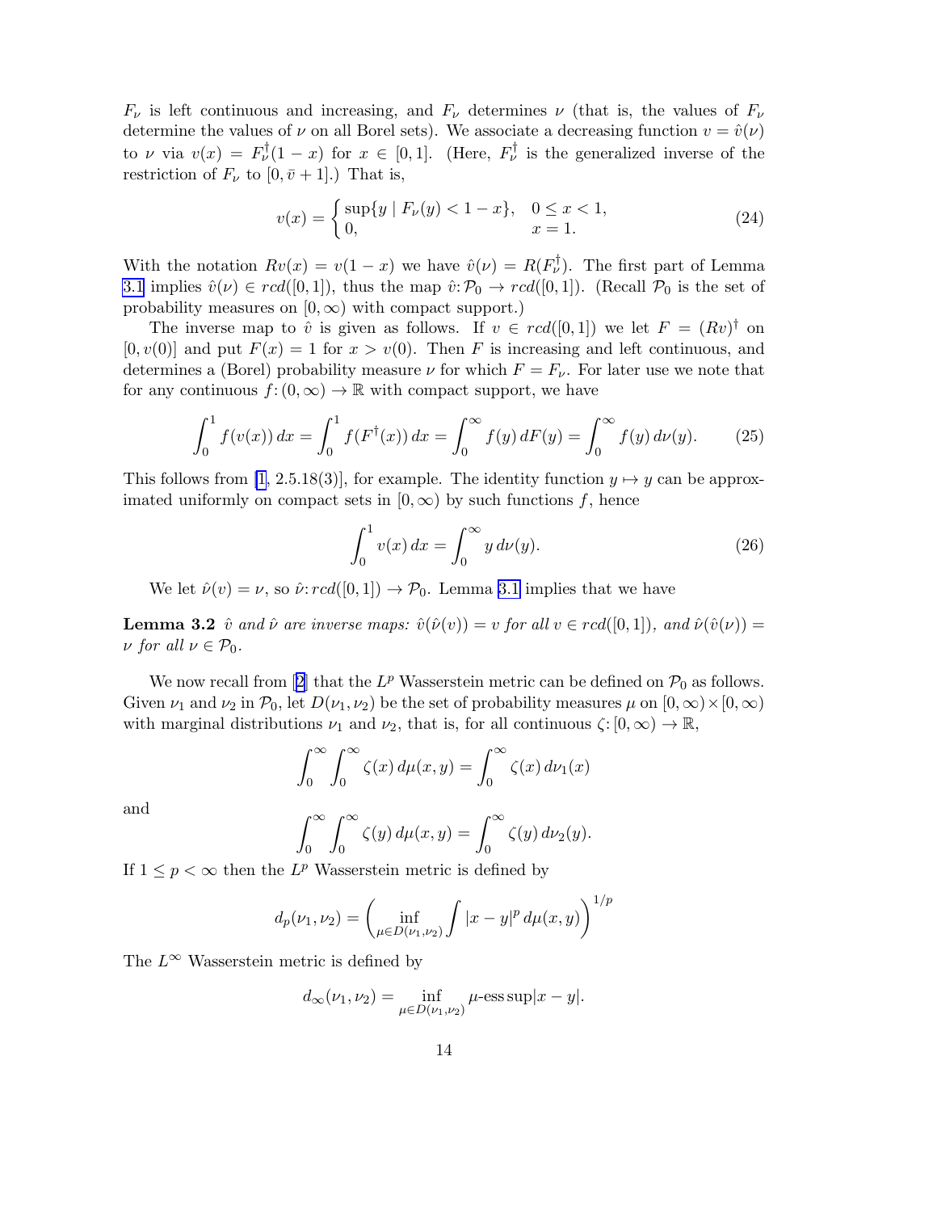$F_\nu$ is left continuous and increasing, and $F_\nu$ determines $\nu$ (that is, the values of $F_\nu$ determine the values of $\nu$ on all Borel sets). We associate a decreasing function $v = \hat{v}(\nu)$ to $\nu$ via $v(x) = F_\nu^\dagger(1-x)$ for $x \in [0,1]$. (Here, $F_\nu^\dagger$ is the generalized inverse of the restriction of $F_\nu$ to $[0, \bar{v}+1]$.) That is,

$$v(x) = \begin{cases} \sup\{y \mid F_\nu(y) < 1-x\}, & 0 \le x < 1, \\ 0, & x = 1. \end{cases} \tag{24}$$

With the notation $Rv(x) = v(1-x)$ we have $\hat{v}(\nu) = R(F_\nu^\dagger)$. The first part of Lemma 3.1 implies $\hat{v}(\nu) \in rcd([0,1])$, thus the map $\hat{v}\colon \mathcal{P}_0 \to rcd([0,1])$. (Recall $\mathcal{P}_0$ is the set of probability measures on $[0,\infty)$ with compact support.)

The inverse map to $\hat{v}$ is given as follows. If $v \in rcd([0,1])$ we let $F = (Rv)^\dagger$ on $[0, v(0)]$ and put $F(x) = 1$ for $x > v(0)$. Then $F$ is increasing and left continuous, and determines a (Borel) probability measure $\nu$ for which $F = F_\nu$. For later use we note that for any continuous $f\colon (0,\infty) \to \mathbb{R}$ with compact support, we have

$$\int_0^1 f(v(x))\,dx = \int_0^1 f(F^\dagger(x))\,dx = \int_0^\infty f(y)\,dF(y) = \int_0^\infty f(y)\,d\nu(y). \tag{25}$$

This follows from [1, 2.5.18(3)], for example. The identity function $y \mapsto y$ can be approximated uniformly on compact sets in $[0,\infty)$ by such functions $f$, hence

$$\int_0^1 v(x)\,dx = \int_0^\infty y\,d\nu(y). \tag{26}$$

We let $\hat{\nu}(v) = \nu$, so $\hat{\nu}\colon rcd([0,1]) \to \mathcal{P}_0$. Lemma 3.1 implies that we have

**Lemma 3.2** *$\hat{v}$ and $\hat{\nu}$ are inverse maps: $\hat{v}(\hat{\nu}(v)) = v$ for all $v \in rcd([0,1])$, and $\hat{\nu}(\hat{v}(\nu)) = \nu$ for all $\nu \in \mathcal{P}_0$.*

We now recall from [2] that the $L^p$ Wasserstein metric can be defined on $\mathcal{P}_0$ as follows. Given $\nu_1$ and $\nu_2$ in $\mathcal{P}_0$, let $D(\nu_1,\nu_2)$ be the set of probability measures $\mu$ on $[0,\infty)\times[0,\infty)$ with marginal distributions $\nu_1$ and $\nu_2$, that is, for all continuous $\zeta\colon [0,\infty) \to \mathbb{R}$,

$$\int_0^\infty \int_0^\infty \zeta(x)\,d\mu(x,y) = \int_0^\infty \zeta(x)\,d\nu_1(x)$$

and

$$\int_0^\infty \int_0^\infty \zeta(y)\,d\mu(x,y) = \int_0^\infty \zeta(y)\,d\nu_2(y).$$

If $1 \le p < \infty$ then the $L^p$ Wasserstein metric is defined by

$$d_p(\nu_1,\nu_2) = \left( \inf_{\mu \in D(\nu_1,\nu_2)} \int |x-y|^p\,d\mu(x,y) \right)^{1/p}$$

The $L^\infty$ Wasserstein metric is defined by

$$d_\infty(\nu_1,\nu_2) = \inf_{\mu \in D(\nu_1,\nu_2)} \mu\text{-ess}\sup|x-y|.$$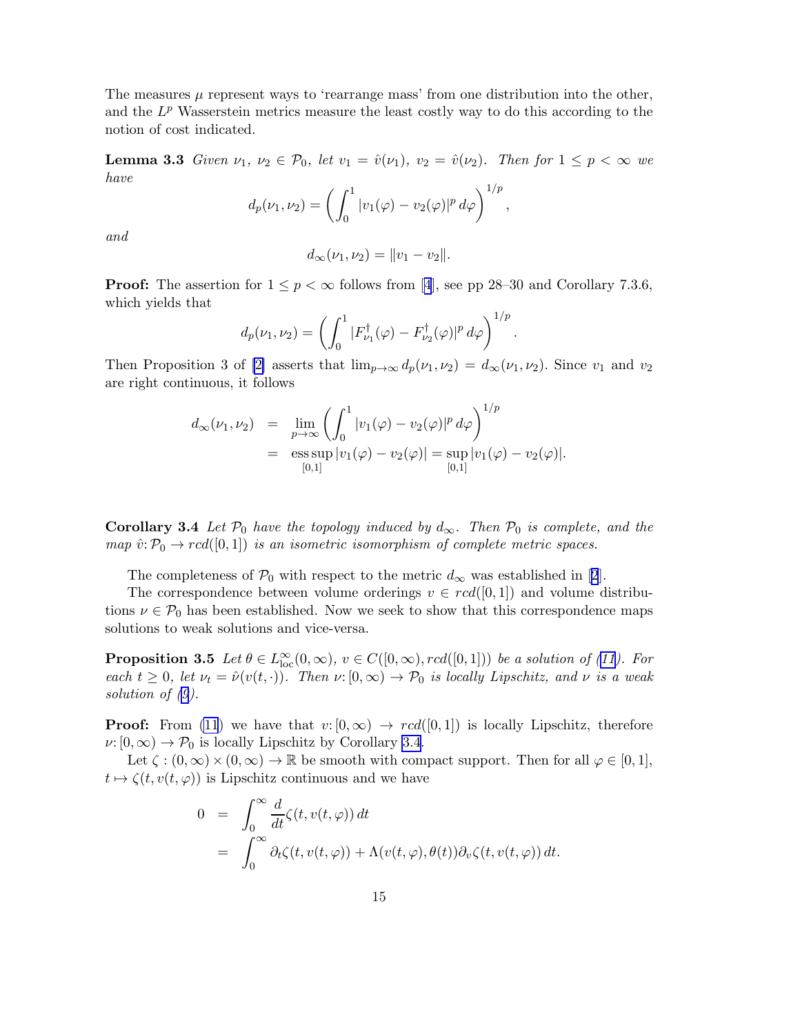The measures $\mu$ represent ways to 'rearrange mass' from one distribution into the other, and the $L^p$ Wasserstein metrics measure the least costly way to do this according to the notion of cost indicated.

**Lemma 3.3** *Given $\nu_1$, $\nu_2 \in \mathcal{P}_0$, let $v_1 = \hat{v}(\nu_1)$, $v_2 = \hat{v}(\nu_2)$. Then for $1 \le p < \infty$ we have*

$$d_p(\nu_1, \nu_2) = \left( \int_0^1 |v_1(\varphi) - v_2(\varphi)|^p \, d\varphi \right)^{1/p},$$

*and*

$$d_\infty(\nu_1, \nu_2) = \|v_1 - v_2\|.$$

**Proof:** The assertion for $1 \le p < \infty$ follows from [4], see pp 28–30 and Corollary 7.3.6, which yields that

$$d_p(\nu_1, \nu_2) = \left( \int_0^1 |F^\dagger_{\nu_1}(\varphi) - F^\dagger_{\nu_2}(\varphi)|^p \, d\varphi \right)^{1/p}.$$

Then Proposition 3 of [2] asserts that $\lim_{p\to\infty} d_p(\nu_1, \nu_2) = d_\infty(\nu_1, \nu_2)$. Since $v_1$ and $v_2$ are right continuous, it follows

$$\begin{aligned} d_\infty(\nu_1, \nu_2) &= \lim_{p\to\infty} \left( \int_0^1 |v_1(\varphi) - v_2(\varphi)|^p \, d\varphi \right)^{1/p} \\ &= \operatorname*{ess\,sup}_{[0,1]} |v_1(\varphi) - v_2(\varphi)| = \sup_{[0,1]} |v_1(\varphi) - v_2(\varphi)|. \end{aligned}$$

**Corollary 3.4** *Let $\mathcal{P}_0$ have the topology induced by $d_\infty$. Then $\mathcal{P}_0$ is complete, and the map $\hat{v}\colon \mathcal{P}_0 \to rcd([0,1])$ is an isometric isomorphism of complete metric spaces.*

The completeness of $\mathcal{P}_0$ with respect to the metric $d_\infty$ was established in [2].

The correspondence between volume orderings $v \in rcd([0,1])$ and volume distributions $\nu \in \mathcal{P}_0$ has been established. Now we seek to show that this correspondence maps solutions to weak solutions and vice-versa.

**Proposition 3.5** *Let $\theta \in L^\infty_{\mathrm{loc}}(0,\infty)$, $v \in C([0,\infty), rcd([0,1]))$ be a solution of (11). For each $t \ge 0$, let $\nu_t = \hat{\nu}(v(t,\cdot))$. Then $\nu\colon [0,\infty) \to \mathcal{P}_0$ is locally Lipschitz, and $\nu$ is a weak solution of (9).*

**Proof:** From (11) we have that $v\colon [0,\infty) \to rcd([0,1])$ is locally Lipschitz, therefore $\nu\colon [0,\infty) \to \mathcal{P}_0$ is locally Lipschitz by Corollary 3.4.

Let $\zeta : (0,\infty) \times (0,\infty) \to \mathbb{R}$ be smooth with compact support. Then for all $\varphi \in [0,1]$, $t \mapsto \zeta(t, v(t,\varphi))$ is Lipschitz continuous and we have

$$\begin{aligned} 0 &= \int_0^\infty \frac{d}{dt} \zeta(t, v(t,\varphi)) \, dt \\ &= \int_0^\infty \partial_t \zeta(t, v(t,\varphi)) + \Lambda(v(t,\varphi), \theta(t)) \partial_v \zeta(t, v(t,\varphi)) \, dt. \end{aligned}$$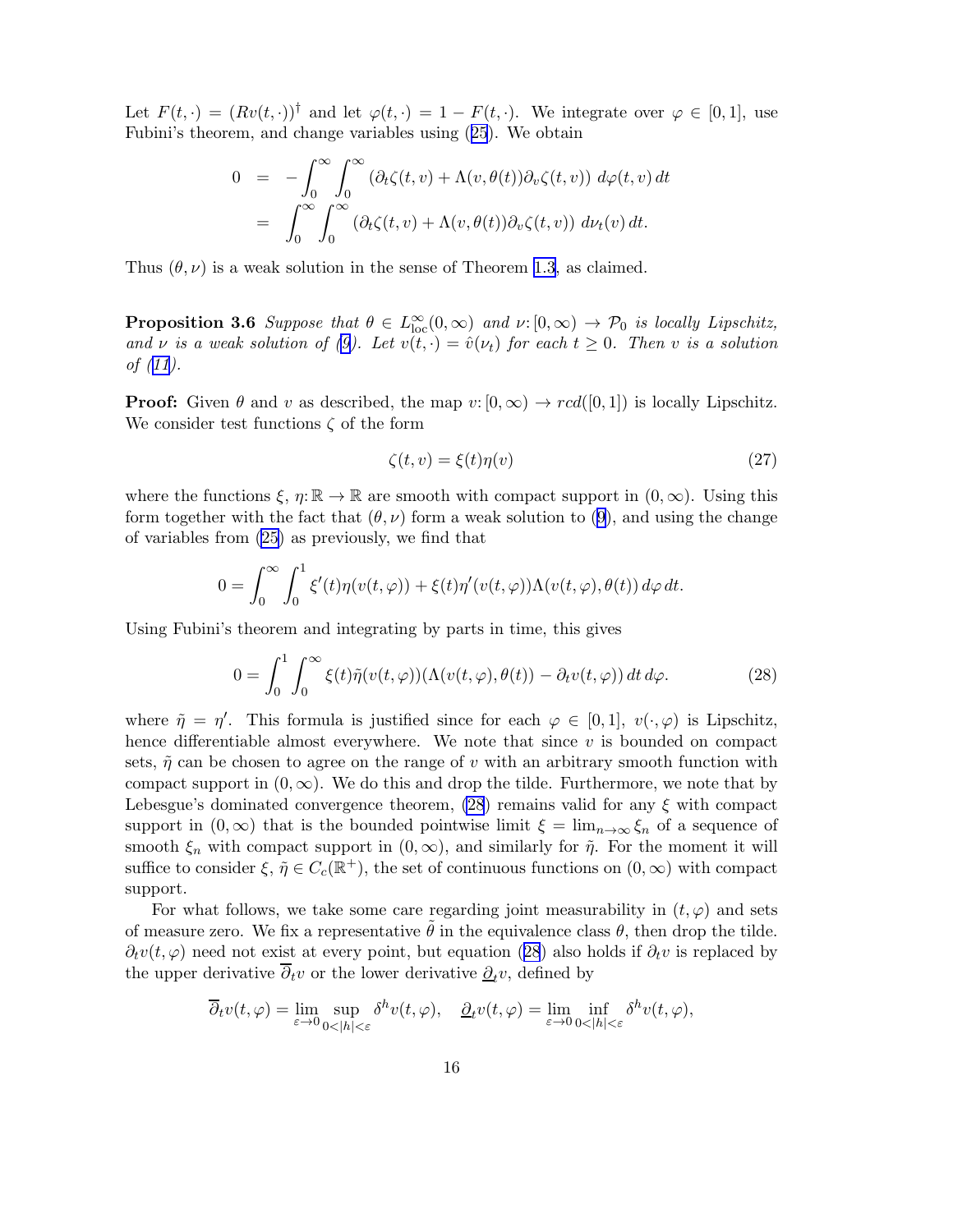Let $F(t,\cdot) = (Rv(t,\cdot))^\dagger$ and let $\varphi(t,\cdot) = 1 - F(t,\cdot)$. We integrate over $\varphi \in [0,1]$, use Fubini's theorem, and change variables using (25). We obtain

$$
\begin{aligned}
0 &= -\int_0^\infty \int_0^\infty \left(\partial_t \zeta(t,v) + \Lambda(v,\theta(t))\partial_v \zeta(t,v)\right) \, d\varphi(t,v)\, dt \\
&= \int_0^\infty \int_0^\infty \left(\partial_t \zeta(t,v) + \Lambda(v,\theta(t))\partial_v \zeta(t,v)\right) \, d\nu_t(v)\, dt.
\end{aligned}
$$

Thus $(\theta,\nu)$ is a weak solution in the sense of Theorem 1.3, as claimed.

**Proposition 3.6** *Suppose that $\theta \in L^\infty_{\text{loc}}(0,\infty)$ and $\nu\colon [0,\infty) \to \mathcal{P}_0$ is locally Lipschitz, and $\nu$ is a weak solution of (9). Let $v(t,\cdot) = \hat{v}(\nu_t)$ for each $t \geq 0$. Then $v$ is a solution of (11).*

**Proof:** Given $\theta$ and $v$ as described, the map $v\colon [0,\infty) \to rcd([0,1])$ is locally Lipschitz. We consider test functions $\zeta$ of the form

$$
\zeta(t,v) = \xi(t)\eta(v) \tag{27}
$$

where the functions $\xi$, $\eta\colon \mathbb{R} \to \mathbb{R}$ are smooth with compact support in $(0,\infty)$. Using this form together with the fact that $(\theta,\nu)$ form a weak solution to (9), and using the change of variables from (25) as previously, we find that

$$
0 = \int_0^\infty \int_0^1 \xi'(t)\eta(v(t,\varphi)) + \xi(t)\eta'(v(t,\varphi))\Lambda(v(t,\varphi),\theta(t))\, d\varphi\, dt.
$$

Using Fubini's theorem and integrating by parts in time, this gives

$$
0 = \int_0^1 \int_0^\infty \xi(t)\tilde{\eta}(v(t,\varphi))(\Lambda(v(t,\varphi),\theta(t)) - \partial_t v(t,\varphi))\, dt\, d\varphi. \tag{28}
$$

where $\tilde{\eta} = \eta'$. This formula is justified since for each $\varphi \in [0,1]$, $v(\cdot,\varphi)$ is Lipschitz, hence differentiable almost everywhere. We note that since $v$ is bounded on compact sets, $\tilde{\eta}$ can be chosen to agree on the range of $v$ with an arbitrary smooth function with compact support in $(0,\infty)$. We do this and drop the tilde. Furthermore, we note that by Lebesgue's dominated convergence theorem, (28) remains valid for any $\xi$ with compact support in $(0,\infty)$ that is the bounded pointwise limit $\xi = \lim_{n\to\infty} \xi_n$ of a sequence of smooth $\xi_n$ with compact support in $(0,\infty)$, and similarly for $\tilde{\eta}$. For the moment it will suffice to consider $\xi$, $\tilde{\eta} \in C_c(\mathbb{R}^+)$, the set of continuous functions on $(0,\infty)$ with compact support.

For what follows, we take some care regarding joint measurability in $(t,\varphi)$ and sets of measure zero. We fix a representative $\tilde{\theta}$ in the equivalence class $\theta$, then drop the tilde. $\partial_t v(t,\varphi)$ need not exist at every point, but equation (28) also holds if $\partial_t v$ is replaced by the upper derivative $\overline{\partial}_t v$ or the lower derivative $\underline{\partial}_t v$, defined by

$$
\overline{\partial}_t v(t,\varphi) = \lim_{\varepsilon\to 0} \sup_{0<|h|<\varepsilon} \delta^h v(t,\varphi), \quad \underline{\partial}_t v(t,\varphi) = \lim_{\varepsilon\to 0} \inf_{0<|h|<\varepsilon} \delta^h v(t,\varphi),
$$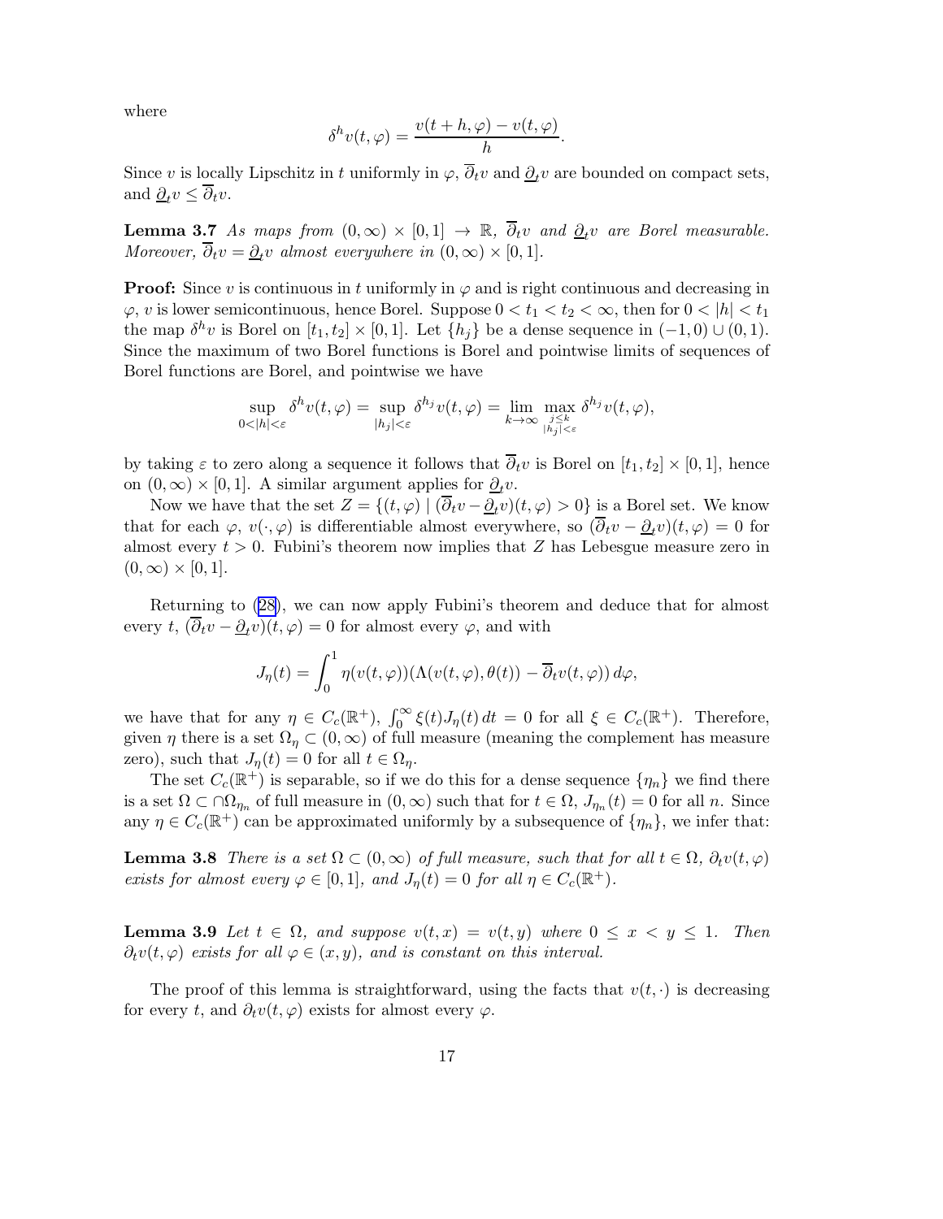where

$$\delta^h v(t, \varphi) = \frac{v(t+h, \varphi) - v(t, \varphi)}{h}.$$

Since $v$ is locally Lipschitz in $t$ uniformly in $\varphi$, $\overline{\partial}_t v$ and $\underline{\partial}_t v$ are bounded on compact sets, and $\underline{\partial}_t v \leq \overline{\partial}_t v$.

**Lemma 3.7** *As maps from $(0, \infty) \times [0, 1] \to \mathbb{R}$, $\overline{\partial}_t v$ and $\underline{\partial}_t v$ are Borel measurable. Moreover, $\overline{\partial}_t v = \underline{\partial}_t v$ almost everywhere in $(0, \infty) \times [0, 1]$.*

**Proof:** Since $v$ is continuous in $t$ uniformly in $\varphi$ and is right continuous and decreasing in $\varphi$, $v$ is lower semicontinuous, hence Borel. Suppose $0 < t_1 < t_2 < \infty$, then for $0 < |h| < t_1$ the map $\delta^h v$ is Borel on $[t_1, t_2] \times [0, 1]$. Let $\{h_j\}$ be a dense sequence in $(-1, 0) \cup (0, 1)$. Since the maximum of two Borel functions is Borel and pointwise limits of sequences of Borel functions are Borel, and pointwise we have

$$\sup_{0<|h|<\varepsilon} \delta^h v(t, \varphi) = \sup_{|h_j|<\varepsilon} \delta^{h_j} v(t, \varphi) = \lim_{k \to \infty} \max_{\substack{j \leq k \\ |h_j|<\varepsilon}} \delta^{h_j} v(t, \varphi),$$

by taking $\varepsilon$ to zero along a sequence it follows that $\overline{\partial}_t v$ is Borel on $[t_1, t_2] \times [0, 1]$, hence on $(0, \infty) \times [0, 1]$. A similar argument applies for $\underline{\partial}_t v$.

Now we have that the set $Z = \{(t, \varphi) \mid (\overline{\partial}_t v - \underline{\partial}_t v)(t, \varphi) > 0\}$ is a Borel set. We know that for each $\varphi$, $v(\cdot, \varphi)$ is differentiable almost everywhere, so $(\overline{\partial}_t v - \underline{\partial}_t v)(t, \varphi) = 0$ for almost every $t > 0$. Fubini's theorem now implies that $Z$ has Lebesgue measure zero in $(0, \infty) \times [0, 1]$.

Returning to (28), we can now apply Fubini's theorem and deduce that for almost every $t$, $(\overline{\partial}_t v - \underline{\partial}_t v)(t, \varphi) = 0$ for almost every $\varphi$, and with

$$J_\eta(t) = \int_0^1 \eta(v(t, \varphi))(\Lambda(v(t, \varphi), \theta(t)) - \overline{\partial}_t v(t, \varphi))\, d\varphi,$$

we have that for any $\eta \in C_c(\mathbb{R}^+)$, $\int_0^\infty \xi(t) J_\eta(t)\, dt = 0$ for all $\xi \in C_c(\mathbb{R}^+)$. Therefore, given $\eta$ there is a set $\Omega_\eta \subset (0, \infty)$ of full measure (meaning the complement has measure zero), such that $J_\eta(t) = 0$ for all $t \in \Omega_\eta$.

The set $C_c(\mathbb{R}^+)$ is separable, so if we do this for a dense sequence $\{\eta_n\}$ we find there is a set $\Omega \subset \cap \Omega_{\eta_n}$ of full measure in $(0, \infty)$ such that for $t \in \Omega$, $J_{\eta_n}(t) = 0$ for all $n$. Since any $\eta \in C_c(\mathbb{R}^+)$ can be approximated uniformly by a subsequence of $\{\eta_n\}$, we infer that:

**Lemma 3.8** *There is a set $\Omega \subset (0, \infty)$ of full measure, such that for all $t \in \Omega$, $\partial_t v(t, \varphi)$ exists for almost every $\varphi \in [0, 1]$, and $J_\eta(t) = 0$ for all $\eta \in C_c(\mathbb{R}^+)$.*

**Lemma 3.9** *Let $t \in \Omega$, and suppose $v(t, x) = v(t, y)$ where $0 \leq x < y \leq 1$. Then $\partial_t v(t, \varphi)$ exists for all $\varphi \in (x, y)$, and is constant on this interval.*

The proof of this lemma is straightforward, using the facts that $v(t, \cdot)$ is decreasing for every $t$, and $\partial_t v(t, \varphi)$ exists for almost every $\varphi$.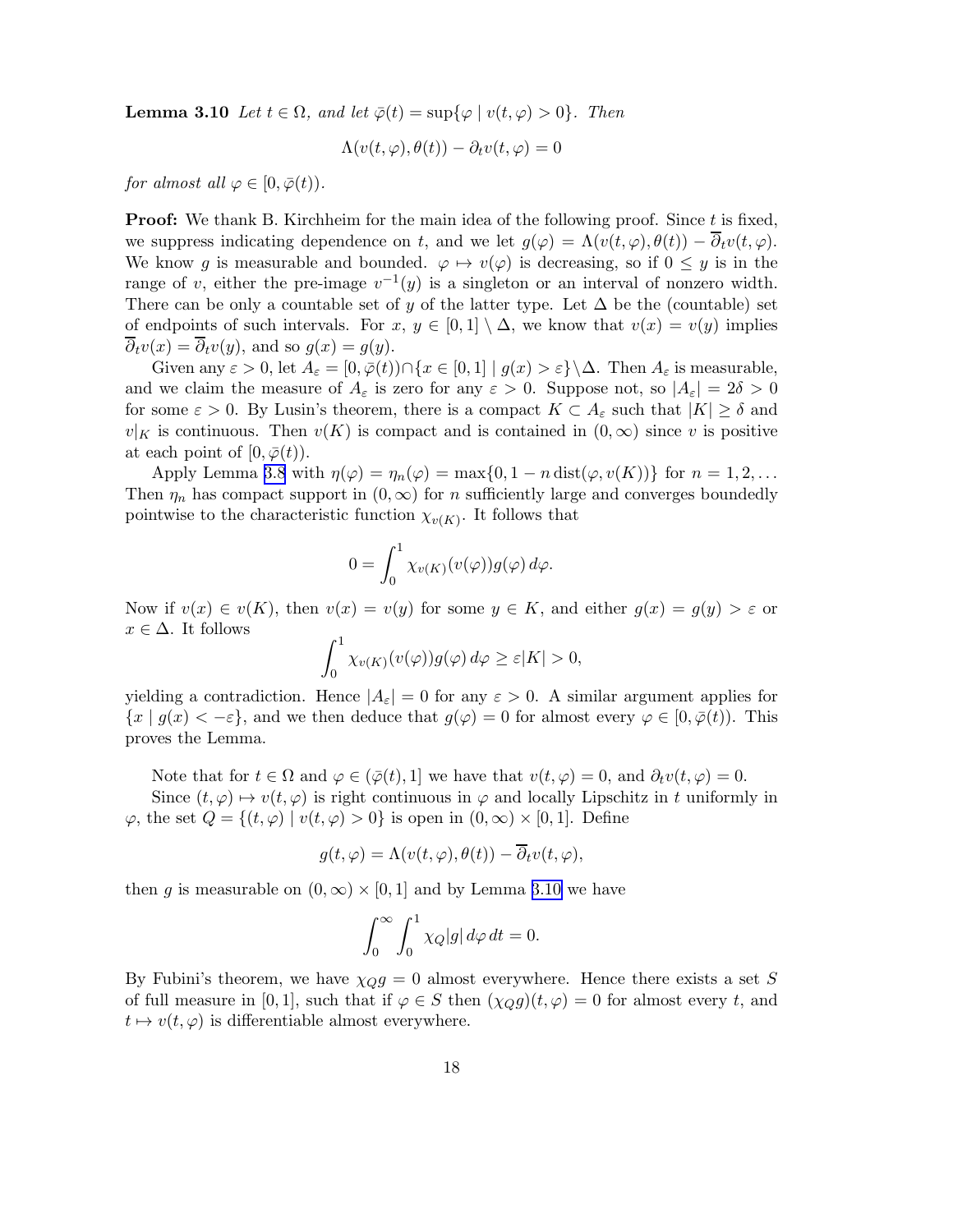**Lemma 3.10** *Let $t \in \Omega$, and let $\bar{\varphi}(t) = \sup\{\varphi \mid v(t,\varphi) > 0\}$. Then*

$$\Lambda(v(t,\varphi), \theta(t)) - \partial_t v(t,\varphi) = 0$$

*for almost all $\varphi \in [0, \bar{\varphi}(t))$.*

**Proof:** We thank B. Kirchheim for the main idea of the following proof. Since $t$ is fixed, we suppress indicating dependence on $t$, and we let $g(\varphi) = \Lambda(v(t,\varphi), \theta(t)) - \overline{\partial}_t v(t,\varphi)$. We know $g$ is measurable and bounded. $\varphi \mapsto v(\varphi)$ is decreasing, so if $0 \leq y$ is in the range of $v$, either the pre-image $v^{-1}(y)$ is a singleton or an interval of nonzero width. There can be only a countable set of $y$ of the latter type. Let $\Delta$ be the (countable) set of endpoints of such intervals. For $x, y \in [0,1] \setminus \Delta$, we know that $v(x) = v(y)$ implies $\overline{\partial}_t v(x) = \overline{\partial}_t v(y)$, and so $g(x) = g(y)$.

Given any $\varepsilon > 0$, let $A_\varepsilon = [0, \bar{\varphi}(t)) \cap \{x \in [0,1] \mid g(x) > \varepsilon\} \setminus \Delta$. Then $A_\varepsilon$ is measurable, and we claim the measure of $A_\varepsilon$ is zero for any $\varepsilon > 0$. Suppose not, so $|A_\varepsilon| = 2\delta > 0$ for some $\varepsilon > 0$. By Lusin's theorem, there is a compact $K \subset A_\varepsilon$ such that $|K| \geq \delta$ and $v|_K$ is continuous. Then $v(K)$ is compact and is contained in $(0, \infty)$ since $v$ is positive at each point of $[0, \bar{\varphi}(t))$.

Apply Lemma 3.8 with $\eta(\varphi) = \eta_n(\varphi) = \max\{0, 1 - n \operatorname{dist}(\varphi, v(K))\}$ for $n = 1, 2, \ldots$ Then $\eta_n$ has compact support in $(0, \infty)$ for $n$ sufficiently large and converges boundedly pointwise to the characteristic function $\chi_{v(K)}$. It follows that

$$0 = \int_0^1 \chi_{v(K)}(v(\varphi)) g(\varphi)\, d\varphi.$$

Now if $v(x) \in v(K)$, then $v(x) = v(y)$ for some $y \in K$, and either $g(x) = g(y) > \varepsilon$ or $x \in \Delta$. It follows

$$\int_0^1 \chi_{v(K)}(v(\varphi)) g(\varphi)\, d\varphi \geq \varepsilon |K| > 0,$$

yielding a contradiction. Hence $|A_\varepsilon| = 0$ for any $\varepsilon > 0$. A similar argument applies for $\{x \mid g(x) < -\varepsilon\}$, and we then deduce that $g(\varphi) = 0$ for almost every $\varphi \in [0, \bar{\varphi}(t))$. This proves the Lemma.

Note that for $t \in \Omega$ and $\varphi \in (\bar{\varphi}(t), 1]$ we have that $v(t,\varphi) = 0$, and $\partial_t v(t,\varphi) = 0$.

Since $(t,\varphi) \mapsto v(t,\varphi)$ is right continuous in $\varphi$ and locally Lipschitz in $t$ uniformly in $\varphi$, the set $Q = \{(t,\varphi) \mid v(t,\varphi) > 0\}$ is open in $(0,\infty) \times [0,1]$. Define

$$g(t,\varphi) = \Lambda(v(t,\varphi), \theta(t)) - \overline{\partial}_t v(t,\varphi),$$

then $g$ is measurable on $(0,\infty) \times [0,1]$ and by Lemma 3.10 we have

$$\int_0^\infty \int_0^1 \chi_Q |g|\, d\varphi\, dt = 0.$$

By Fubini's theorem, we have $\chi_Q g = 0$ almost everywhere. Hence there exists a set $S$ of full measure in $[0,1]$, such that if $\varphi \in S$ then $(\chi_Q g)(t,\varphi) = 0$ for almost every $t$, and $t \mapsto v(t,\varphi)$ is differentiable almost everywhere.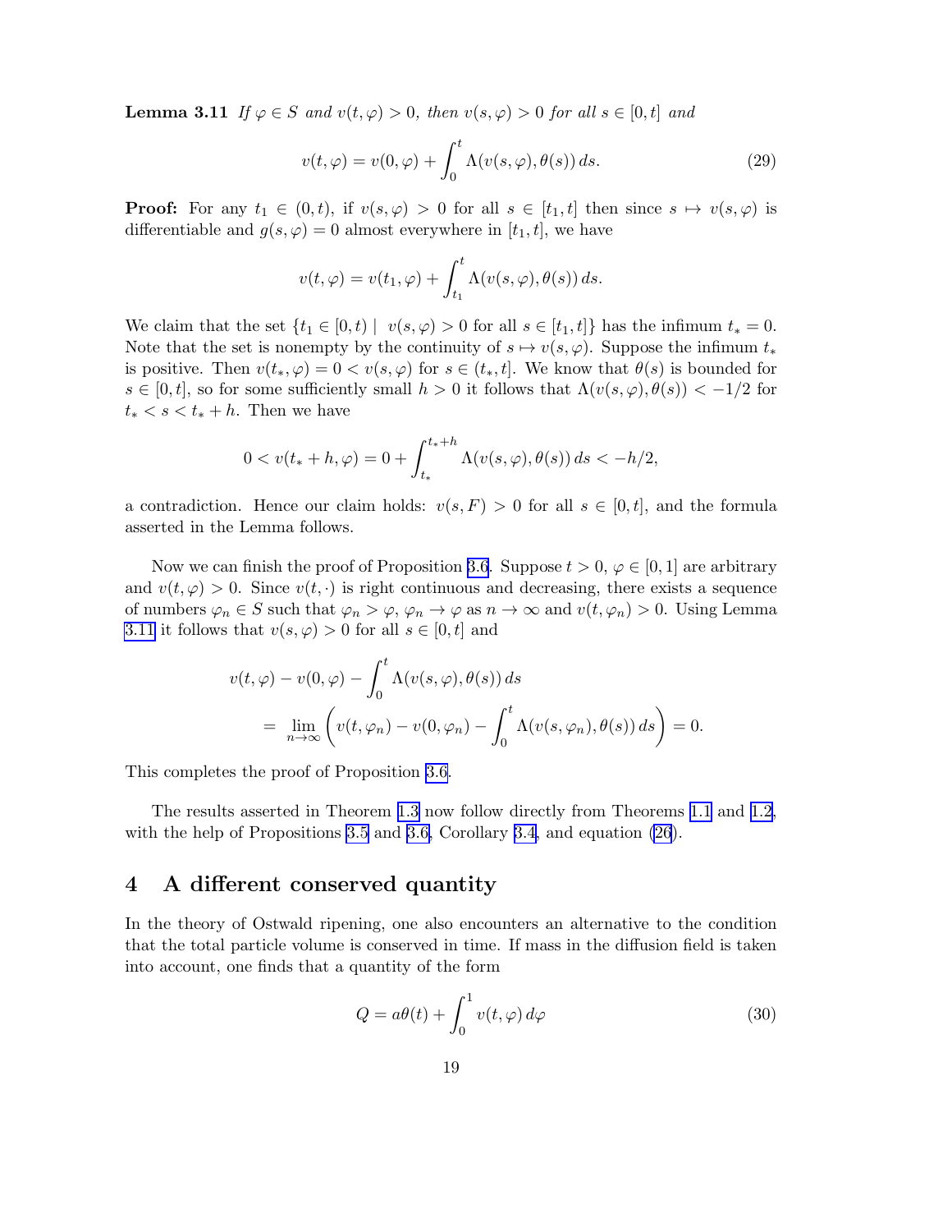**Lemma 3.11** *If $\varphi \in S$ and $v(t, \varphi) > 0$, then $v(s, \varphi) > 0$ for all $s \in [0, t]$ and*

$$v(t, \varphi) = v(0, \varphi) + \int_0^t \Lambda(v(s, \varphi), \theta(s))\, ds. \tag{29}$$

**Proof:** For any $t_1 \in (0, t)$, if $v(s, \varphi) > 0$ for all $s \in [t_1, t]$ then since $s \mapsto v(s, \varphi)$ is differentiable and $g(s, \varphi) = 0$ almost everywhere in $[t_1, t]$, we have

$$v(t, \varphi) = v(t_1, \varphi) + \int_{t_1}^t \Lambda(v(s, \varphi), \theta(s))\, ds.$$

We claim that the set $\{t_1 \in [0, t) \mid v(s, \varphi) > 0 \text{ for all } s \in [t_1, t]\}$ has the infimum $t_* = 0$. Note that the set is nonempty by the continuity of $s \mapsto v(s, \varphi)$. Suppose the infimum $t_*$ is positive. Then $v(t_*, \varphi) = 0 < v(s, \varphi)$ for $s \in (t_*, t]$. We know that $\theta(s)$ is bounded for $s \in [0, t]$, so for some sufficiently small $h > 0$ it follows that $\Lambda(v(s, \varphi), \theta(s)) < -1/2$ for $t_* < s < t_* + h$. Then we have

$$0 < v(t_* + h, \varphi) = 0 + \int_{t_*}^{t_*+h} \Lambda(v(s, \varphi), \theta(s))\, ds < -h/2,$$

a contradiction. Hence our claim holds: $v(s, F) > 0$ for all $s \in [0, t]$, and the formula asserted in the Lemma follows.

Now we can finish the proof of Proposition 3.6. Suppose $t > 0$, $\varphi \in [0, 1]$ are arbitrary and $v(t, \varphi) > 0$. Since $v(t, \cdot)$ is right continuous and decreasing, there exists a sequence of numbers $\varphi_n \in S$ such that $\varphi_n > \varphi$, $\varphi_n \to \varphi$ as $n \to \infty$ and $v(t, \varphi_n) > 0$. Using Lemma 3.11 it follows that $v(s, \varphi) > 0$ for all $s \in [0, t]$ and

$$\begin{aligned}
&v(t, \varphi) - v(0, \varphi) - \int_0^t \Lambda(v(s, \varphi), \theta(s))\, ds \\
&\quad = \lim_{n\to\infty} \left( v(t, \varphi_n) - v(0, \varphi_n) - \int_0^t \Lambda(v(s, \varphi_n), \theta(s))\, ds \right) = 0.
\end{aligned}$$

This completes the proof of Proposition 3.6.

The results asserted in Theorem 1.3 now follow directly from Theorems 1.1 and 1.2, with the help of Propositions 3.5 and 3.6, Corollary 3.4, and equation (26).

## 4 A different conserved quantity

In the theory of Ostwald ripening, one also encounters an alternative to the condition that the total particle volume is conserved in time. If mass in the diffusion field is taken into account, one finds that a quantity of the form

$$Q = a\theta(t) + \int_0^1 v(t, \varphi)\, d\varphi \tag{30}$$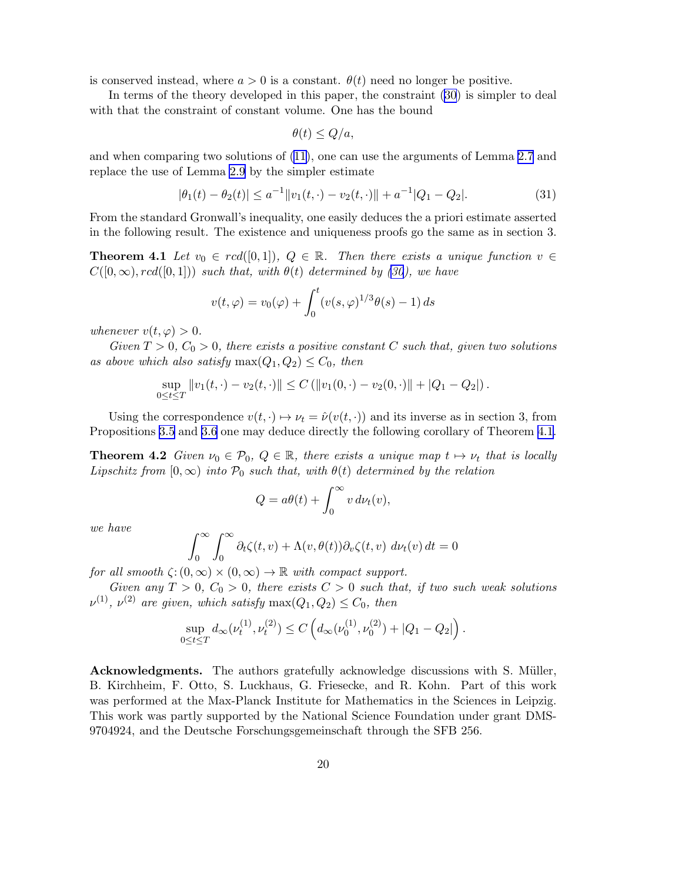is conserved instead, where $a > 0$ is a constant. $\theta(t)$ need no longer be positive.

In terms of the theory developed in this paper, the constraint (30) is simpler to deal with that the constraint of constant volume. One has the bound

$$\theta(t) \leq Q/a,$$

and when comparing two solutions of (11), one can use the arguments of Lemma 2.7 and replace the use of Lemma 2.9 by the simpler estimate

$$|\theta_1(t) - \theta_2(t)| \leq a^{-1}\|v_1(t,\cdot) - v_2(t,\cdot)\| + a^{-1}|Q_1 - Q_2|. \tag{31}$$

From the standard Gronwall's inequality, one easily deduces the a priori estimate asserted in the following result. The existence and uniqueness proofs go the same as in section 3.

**Theorem 4.1** *Let $v_0 \in rcd([0,1])$, $Q \in \mathbb{R}$. Then there exists a unique function $v \in C([0,\infty), rcd([0,1]))$ such that, with $\theta(t)$ determined by (30), we have*

$$v(t,\varphi) = v_0(\varphi) + \int_0^t (v(s,\varphi)^{1/3}\theta(s) - 1)\, ds$$

*whenever $v(t,\varphi) > 0$.*

*Given $T > 0$, $C_0 > 0$, there exists a positive constant $C$ such that, given two solutions as above which also satisfy $\max(Q_1, Q_2) \leq C_0$, then*

$$\sup_{0\leq t\leq T} \|v_1(t,\cdot) - v_2(t,\cdot)\| \leq C\left(\|v_1(0,\cdot) - v_2(0,\cdot)\| + |Q_1 - Q_2|\right).$$

Using the correspondence $v(t,\cdot) \mapsto \nu_t = \hat{\nu}(v(t,\cdot))$ and its inverse as in section 3, from Propositions 3.5 and 3.6 one may deduce directly the following corollary of Theorem 4.1.

**Theorem 4.2** *Given $\nu_0 \in \mathcal{P}_0$, $Q \in \mathbb{R}$, there exists a unique map $t \mapsto \nu_t$ that is locally Lipschitz from $[0,\infty)$ into $\mathcal{P}_0$ such that, with $\theta(t)$ determined by the relation*

$$Q = a\theta(t) + \int_0^\infty v\, d\nu_t(v),$$

*we have*

$$\int_0^\infty \int_0^\infty \partial_t\zeta(t,v) + \Lambda(v,\theta(t))\partial_v\zeta(t,v)\ d\nu_t(v)\, dt = 0$$

*for all smooth $\zeta\colon (0,\infty)\times(0,\infty) \to \mathbb{R}$ with compact support.*

*Given any $T > 0$, $C_0 > 0$, there exists $C > 0$ such that, if two such weak solutions $\nu^{(1)}$, $\nu^{(2)}$ are given, which satisfy $\max(Q_1, Q_2) \leq C_0$, then*

$$\sup_{0\leq t\leq T} d_\infty(\nu_t^{(1)}, \nu_t^{(2)}) \leq C\left(d_\infty(\nu_0^{(1)}, \nu_0^{(2)}) + |Q_1 - Q_2|\right).$$

**Acknowledgments.** The authors gratefully acknowledge discussions with S. Müller, B. Kirchheim, F. Otto, S. Luckhaus, G. Friesecke, and R. Kohn. Part of this work was performed at the Max-Planck Institute for Mathematics in the Sciences in Leipzig. This work was partly supported by the National Science Foundation under grant DMS-9704924, and the Deutsche Forschungsgemeinschaft through the SFB 256.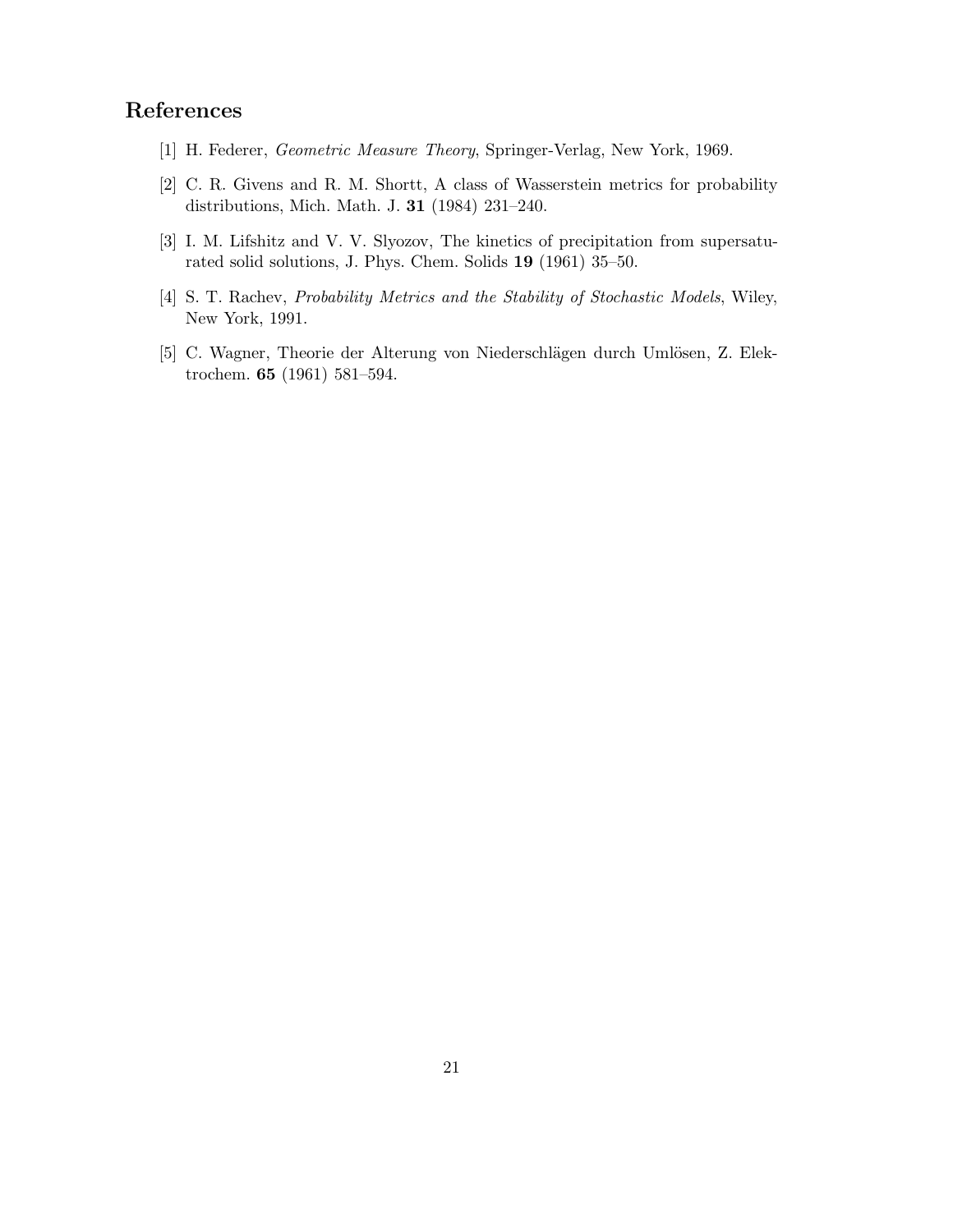## References

[1] H. Federer, *Geometric Measure Theory*, Springer-Verlag, New York, 1969.

[2] C. R. Givens and R. M. Shortt, A class of Wasserstein metrics for probability distributions, Mich. Math. J. **31** (1984) 231–240.

[3] I. M. Lifshitz and V. V. Slyozov, The kinetics of precipitation from supersaturated solid solutions, J. Phys. Chem. Solids **19** (1961) 35–50.

[4] S. T. Rachev, *Probability Metrics and the Stability of Stochastic Models*, Wiley, New York, 1991.

[5] C. Wagner, Theorie der Alterung von Niederschlägen durch Umlösen, Z. Elektrochem. **65** (1961) 581–594.